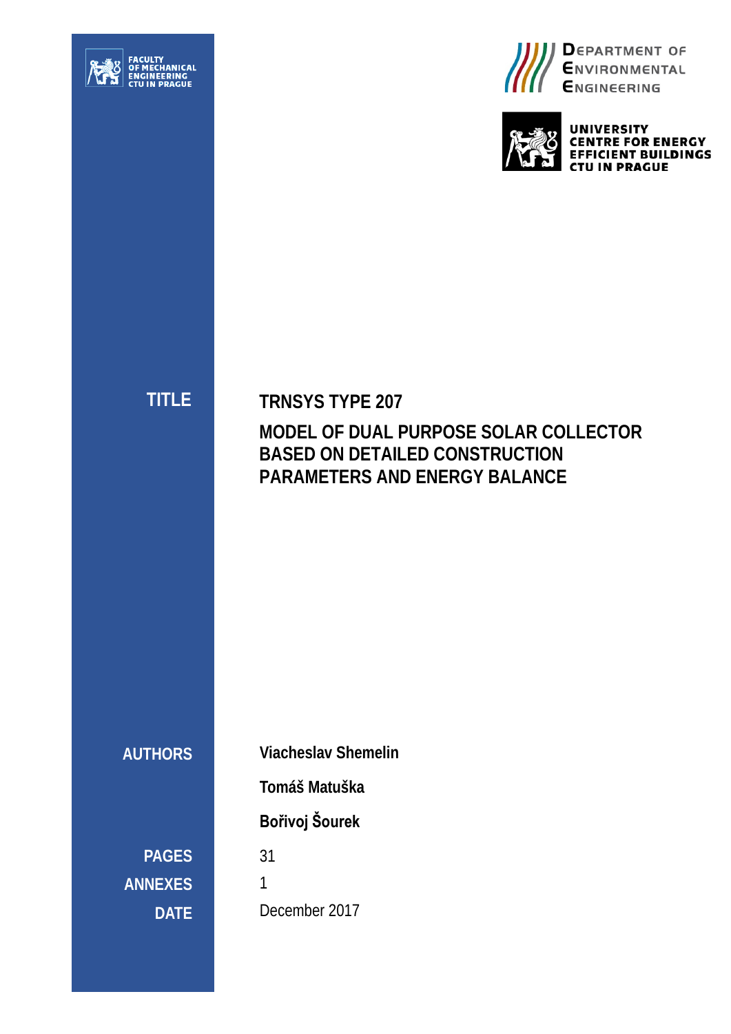FACULTY OF MECHANICAL ENGINEERING CTU IN PRAGUE

DEPARTMENT OF ENVIRONMENTAL ENGINEERING

UNIVERSITY CENTRE FOR ENERGY EFFICIENT BUILDINGS CTU IN PRAGUE

| | |
|---|---|
| **TITLE** | **TRNSYS TYPE 207**<br>**MODEL OF DUAL PURPOSE SOLAR COLLECTOR BASED ON DETAILED CONSTRUCTION PARAMETERS AND ENERGY BALANCE** |
| **AUTHORS** | **Viacheslav Shemelin**<br>**Tomáš Matuška**<br>**Bořivoj Šourek** |
| **PAGES** | 31 |
| **ANNEXES** | 1 |
| **DATE** | December 2017 |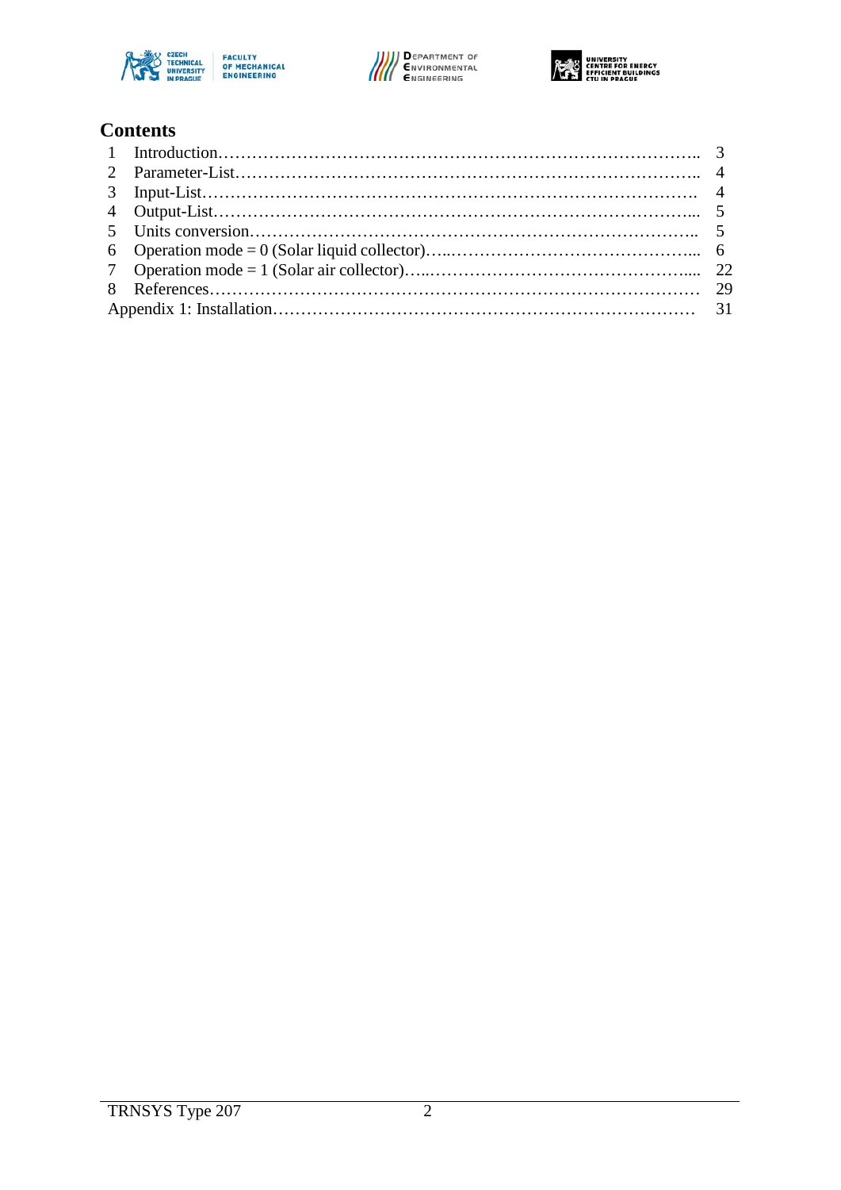# Contents

| | | |
|---|---|---|
| 1 | Introduction | 3 |
| 2 | Parameter-List | 4 |
| 3 | Input-List | 4 |
| 4 | Output-List | 5 |
| 5 | Units conversion | 5 |
| 6 | Operation mode = 0 (Solar liquid collector) | 6 |
| 7 | Operation mode = 1 (Solar air collector) | 22 |
| 8 | References | 29 |
| | Appendix 1: Installation | 31 |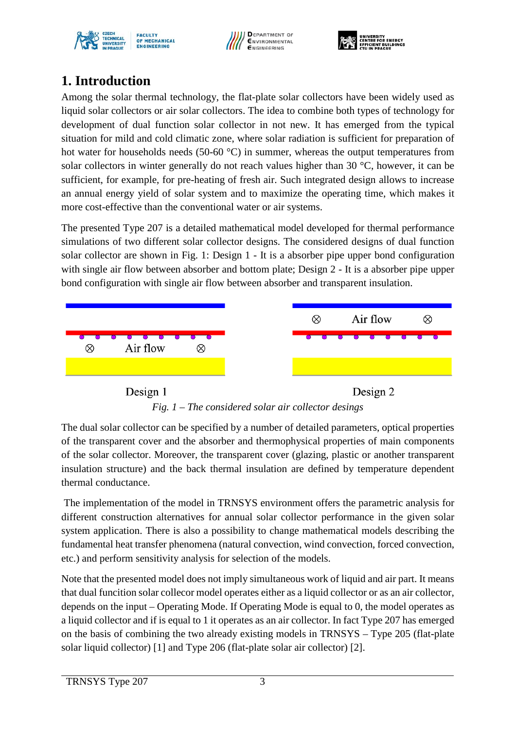# 1. Introduction

Among the solar thermal technology, the flat-plate solar collectors have been widely used as liquid solar collectors or air solar collectors. The idea to combine both types of technology for development of dual function solar collector in not new. It has emerged from the typical situation for mild and cold climatic zone, where solar radiation is sufficient for preparation of hot water for households needs (50-60 °C) in summer, whereas the output temperatures from solar collectors in winter generally do not reach values higher than 30 °C, however, it can be sufficient, for example, for pre-heating of fresh air. Such integrated design allows to increase an annual energy yield of solar system and to maximize the operating time, which makes it more cost-effective than the conventional water or air systems.

The presented Type 207 is a detailed mathematical model developed for thermal performance simulations of two different solar collector designs. The considered designs of dual function solar collector are shown in Fig. 1: Design 1 - It is a absorber pipe upper bond configuration with single air flow between absorber and bottom plate; Design 2 - It is a absorber pipe upper bond configuration with single air flow between absorber and transparent insulation.

Air flow

Design 1

Air flow

Design 2

*Fig. 1 – The considered solar air collector desings*

The dual solar collector can be specified by a number of detailed parameters, optical properties of the transparent cover and the absorber and thermophysical properties of main components of the solar collector. Moreover, the transparent cover (glazing, plastic or another transparent insulation structure) and the back thermal insulation are defined by temperature dependent thermal conductance.

The implementation of the model in TRNSYS environment offers the parametric analysis for different construction alternatives for annual solar collector performance in the given solar system application. There is also a possibility to change mathematical models describing the fundamental heat transfer phenomena (natural convection, wind convection, forced convection, etc.) and perform sensitivity analysis for selection of the models.

Note that the presented model does not imply simultaneous work of liquid and air part. It means that dual funcition solar collecor model operates either as a liquid collector or as an air collector, depends on the input – Operating Mode. If Operating Mode is equal to 0, the model operates as a liquid collector and if is equal to 1 it operates as an air collector. In fact Type 207 has emerged on the basis of combining the two already existing models in TRNSYS – Type 205 (flat-plate solar liquid collector) [1] and Type 206 (flat-plate solar air collector) [2].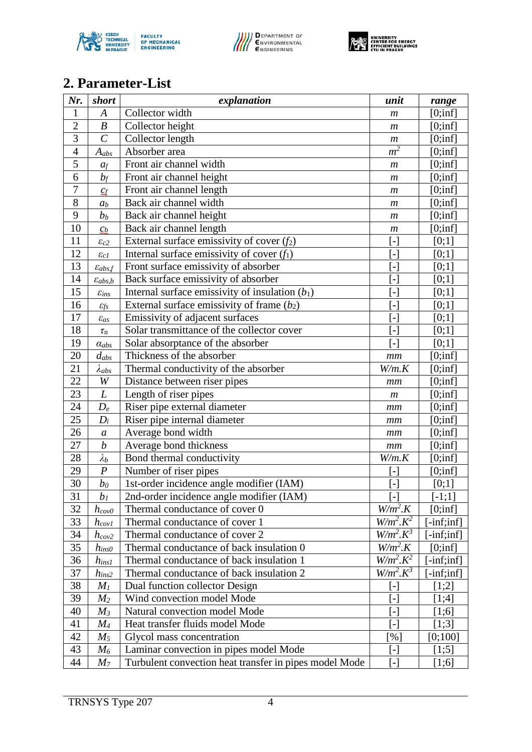## 2. Parameter-List

| *Nr.* | *short* | *explanation* | *unit* | *range* |
|---|---|---|---|---|
| 1 | $A$ | Collector width | *m* | [0;inf] |
| 2 | $B$ | Collector height | *m* | [0;inf] |
| 3 | $C$ | Collector length | *m* | [0;inf] |
| 4 | $A_{abs}$ | Absorber area | $m^2$ | [0;inf] |
| 5 | $a_f$ | Front air channel width | *m* | [0;inf] |
| 6 | $b_f$ | Front air channel height | *m* | [0;inf] |
| 7 | $c_f$ | Front air channel length | *m* | [0;inf] |
| 8 | $a_b$ | Back air channel width | *m* | [0;inf] |
| 9 | $b_b$ | Back air channel height | *m* | [0;inf] |
| 10 | $c_b$ | Back air channel length | *m* | [0;inf] |
| 11 | $\varepsilon_{c2}$ | External surface emissivity of cover ($f_2$) | [-] | [0;1] |
| 12 | $\varepsilon_{c1}$ | Internal surface emissivity of cover ($f_1$) | [-] | [0;1] |
| 13 | $\varepsilon_{abs,f}$ | Front surface emissivity of absorber | [-] | [0;1] |
| 14 | $\varepsilon_{abs,b}$ | Back surface emissivity of absorber | [-] | [0;1] |
| 15 | $\varepsilon_{ins}$ | Internal surface emissivity of insulation ($b_1$) | [-] | [0;1] |
| 16 | $\varepsilon_{fs}$ | External surface emissivity of frame ($b_2$) | [-] | [0;1] |
| 17 | $\varepsilon_{as}$ | Emissivity of adjacent surfaces | [-] | [0;1] |
| 18 | $\tau_n$ | Solar transmittance of the collector cover | [-] | [0;1] |
| 19 | $\alpha_{abs}$ | Solar absorptance of the absorber | [-] | [0;1] |
| 20 | $d_{abs}$ | Thickness of the absorber | *mm* | [0;inf] |
| 21 | $\lambda_{abs}$ | Thermal conductivity of the absorber | *W/m.K* | [0;inf] |
| 22 | $W$ | Distance between riser pipes | *mm* | [0;inf] |
| 23 | $L$ | Length of riser pipes | *m* | [0;inf] |
| 24 | $D_e$ | Riser pipe external diameter | *mm* | [0;inf] |
| 25 | $D_i$ | Riser pipe internal diameter | *mm* | [0;inf] |
| 26 | $a$ | Average bond width | *mm* | [0;inf] |
| 27 | $b$ | Average bond thickness | *mm* | [0;inf] |
| 28 | $\lambda_b$ | Bond thermal conductivity | *W/m.K* | [0;inf] |
| 29 | $P$ | Number of riser pipes | [-] | [0;inf] |
| 30 | $b_0$ | 1st-order incidence angle modifier (IAM) | [-] | [0;1] |
| 31 | $b_1$ | 2nd-order incidence angle modifier (IAM) | [-] | [-1;1] |
| 32 | $h_{cov0}$ | Thermal conductance of cover 0 | $W/m^2.K$ | [0;inf] |
| 33 | $h_{cov1}$ | Thermal conductance of cover 1 | $W/m^2.K^2$ | [-inf;inf] |
| 34 | $h_{cov2}$ | Thermal conductance of cover 2 | $W/m^2.K^3$ | [-inf;inf] |
| 35 | $h_{ins0}$ | Thermal conductance of back insulation 0 | $W/m^2.K$ | [0;inf] |
| 36 | $h_{ins1}$ | Thermal conductance of back insulation 1 | $W/m^2.K^2$ | [-inf;inf] |
| 37 | $h_{ins2}$ | Thermal conductance of back insulation 2 | $W/m^2.K^3$ | [-inf;inf] |
| 38 | $M_1$ | Dual function collector Design | [-] | [1;2] |
| 39 | $M_2$ | Wind convection model Mode | [-] | [1;4] |
| 40 | $M_3$ | Natural convection model Mode | [-] | [1;6] |
| 41 | $M_4$ | Heat transfer fluids model Mode | [-] | [1;3] |
| 42 | $M_5$ | Glycol mass concentration | [%] | [0;100] |
| 43 | $M_6$ | Laminar convection in pipes model Mode | [-] | [1;5] |
| 44 | $M_7$ | Turbulent convection heat transfer in pipes model Mode | [-] | [1;6] |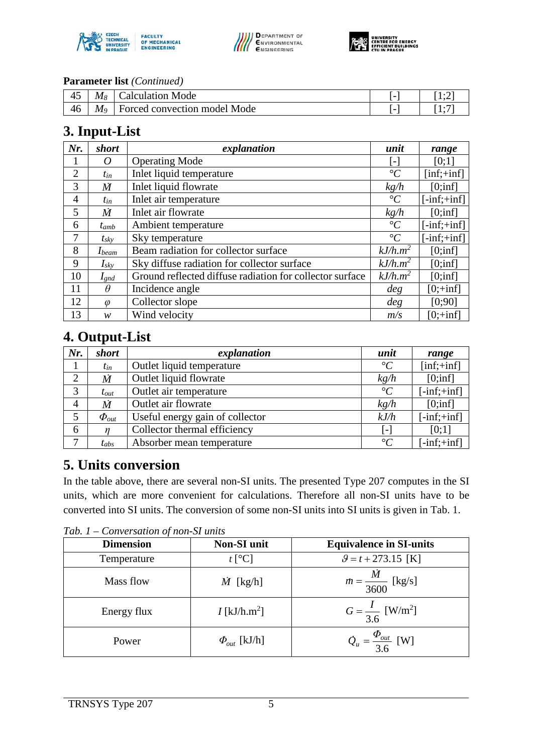**Parameter list** *(Continued)*

| | | | | |
|---|---|---|---|---|
| 45 | $M_8$ | Calculation Mode | [-] | [1;2] |
| 46 | $M_9$ | Forced convection model Mode | [-] | [1;7] |

## 3. Input-List

| *Nr.* | *short* | *explanation* | *unit* | *range* |
|---|---|---|---|---|
| 1 | $O$ | Operating Mode | [-] | [0;1] |
| 2 | $t_{in}$ | Inlet liquid temperature | $°C$ | [inf;+inf] |
| 3 | $\dot{M}$ | Inlet liquid flowrate | $kg/h$ | [0;inf] |
| 4 | $t_{in}$ | Inlet air temperature | $°C$ | [-inf;+inf] |
| 5 | $\dot{M}$ | Inlet air flowrate | $kg/h$ | [0;inf] |
| 6 | $t_{amb}$ | Ambient temperature | $°C$ | [-inf;+inf] |
| 7 | $t_{sky}$ | Sky temperature | $°C$ | [-inf;+inf] |
| 8 | $I_{beam}$ | Beam radiation for collector surface | $kJ/h.m^2$ | [0;inf] |
| 9 | $I_{sky}$ | Sky diffuse radiation for collector surface | $kJ/h.m^2$ | [0;inf] |
| 10 | $I_{gnd}$ | Ground reflected diffuse radiation for collector surface | $kJ/h.m^2$ | [0;inf] |
| 11 | $\theta$ | Incidence angle | $deg$ | [0;+inf] |
| 12 | $\varphi$ | Collector slope | $deg$ | [0;90] |
| 13 | $w$ | Wind velocity | $m/s$ | [0;+inf] |

## 4. Output-List

| *Nr.* | *short* | *explanation* | *unit* | *range* |
|---|---|---|---|---|
| 1 | $t_{in}$ | Outlet liquid temperature | $°C$ | [inf;+inf] |
| 2 | $\dot{M}$ | Outlet liquid flowrate | $kg/h$ | [0;inf] |
| 3 | $t_{out}$ | Outlet air temperature | $°C$ | [-inf;+inf] |
| 4 | $\dot{M}$ | Outlet air flowrate | $kg/h$ | [0;inf] |
| 5 | $\Phi_{out}$ | Useful energy gain of collector | $kJ/h$ | [-inf;+inf] |
| 6 | $\eta$ | Collector thermal efficiency | [-] | [0;1] |
| 7 | $t_{abs}$ | Absorber mean temperature | $°C$ | [-inf;+inf] |

## 5. Units conversion

In the table above, there are several non-SI units. The presented Type 207 computes in the SI units, which are more convenient for calculations. Therefore all non-SI units have to be converted into SI units. The conversion of some non-SI units into SI units is given in Tab. 1.

*Tab. 1 – Conversation of non-SI units*

| **Dimension** | **Non-SI unit** | **Equivalence in SI-units** |
|---|---|---|
| Temperature | $t$ [°C] | $\vartheta = t + 273.15$ [K] |
| Mass flow | $\dot{M}$ [kg/h] | $\dot{m} = \dfrac{\dot{M}}{3600}$ [kg/s] |
| Energy flux | $I$ [kJ/h.m$^2$] | $G = \dfrac{I}{3.6}$ [W/m$^2$] |
| Power | $\Phi_{out}$ [kJ/h] | $\dot{Q}_u = \dfrac{\Phi_{out}}{3.6}$ [W] |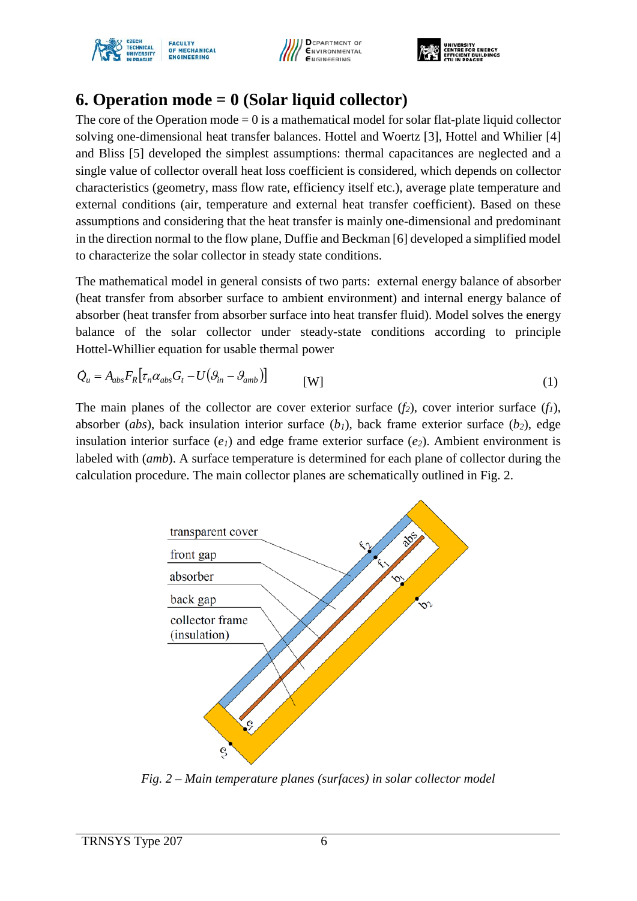# 6. Operation mode = 0 (Solar liquid collector)

The core of the Operation mode = 0 is a mathematical model for solar flat-plate liquid collector solving one-dimensional heat transfer balances. Hottel and Woertz [3], Hottel and Whilier [4] and Bliss [5] developed the simplest assumptions: thermal capacitances are neglected and a single value of collector overall heat loss coefficient is considered, which depends on collector characteristics (geometry, mass flow rate, efficiency itself etc.), average plate temperature and external conditions (air, temperature and external heat transfer coefficient). Based on these assumptions and considering that the heat transfer is mainly one-dimensional and predominant in the direction normal to the flow plane, Duffie and Beckman [6] developed a simplified model to characterize the solar collector in steady state conditions.

The mathematical model in general consists of two parts: external energy balance of absorber (heat transfer from absorber surface to ambient environment) and internal energy balance of absorber (heat transfer from absorber surface into heat transfer fluid). Model solves the energy balance of the solar collector under steady-state conditions according to principle Hottel-Whillier equation for usable thermal power

$$\dot{Q}_u = A_{abs} F_R \left[ \tau_n \alpha_{abs} G_t - U \left( \vartheta_{in} - \vartheta_{amb} \right) \right] \qquad \text{[W]} \tag{1}$$

The main planes of the collector are cover exterior surface ($f_2$), cover interior surface ($f_1$), absorber (*abs*), back insulation interior surface ($b_1$), back frame exterior surface ($b_2$), edge insulation interior surface ($e_1$) and edge frame exterior surface ($e_2$). Ambient environment is labeled with (*amb*). A surface temperature is determined for each plane of collector during the calculation procedure. The main collector planes are schematically outlined in Fig. 2.

*Fig. 2 – Main temperature planes (surfaces) in solar collector model*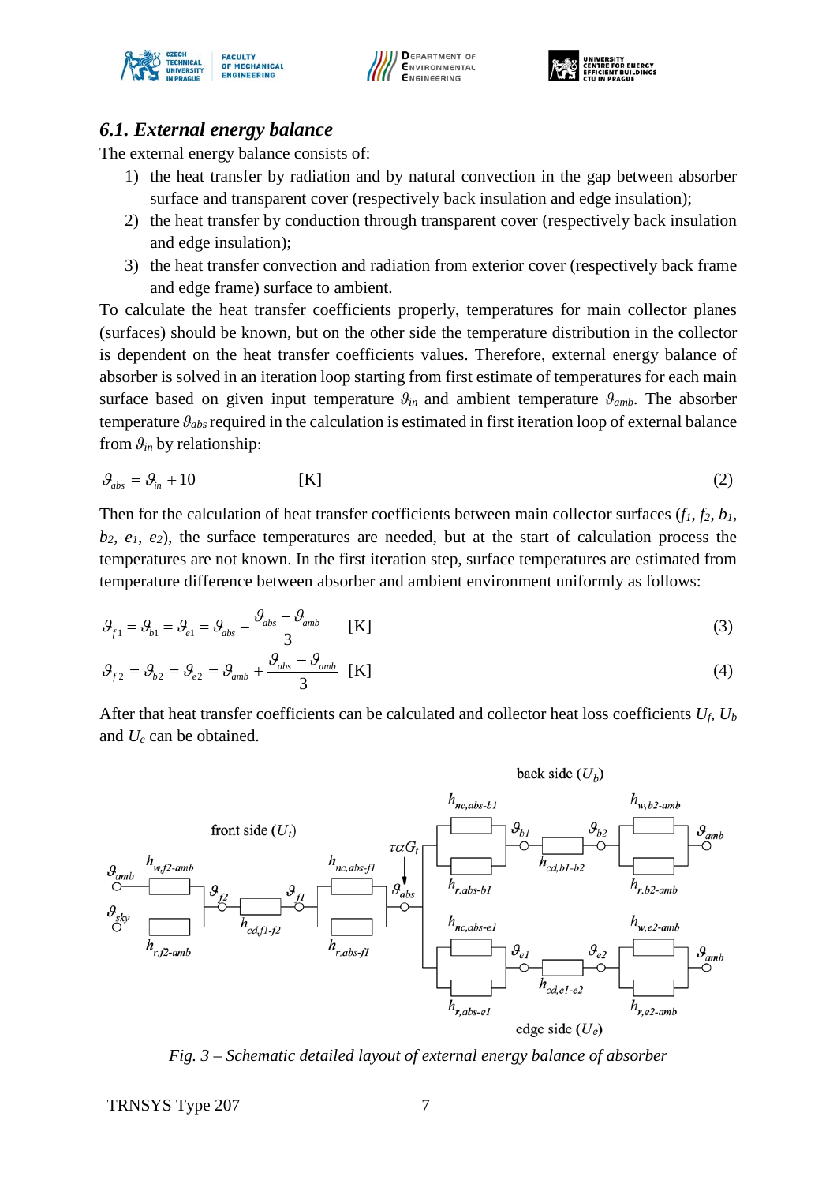### *6.1. External energy balance*

The external energy balance consists of:

1) the heat transfer by radiation and by natural convection in the gap between absorber surface and transparent cover (respectively back insulation and edge insulation);
2) the heat transfer by conduction through transparent cover (respectively back insulation and edge insulation);
3) the heat transfer convection and radiation from exterior cover (respectively back frame and edge frame) surface to ambient.

To calculate the heat transfer coefficients properly, temperatures for main collector planes (surfaces) should be known, but on the other side the temperature distribution in the collector is dependent on the heat transfer coefficients values. Therefore, external energy balance of absorber is solved in an iteration loop starting from first estimate of temperatures for each main surface based on given input temperature $\vartheta_{in}$ and ambient temperature $\vartheta_{amb}$. The absorber temperature $\vartheta_{abs}$ required in the calculation is estimated in first iteration loop of external balance from $\vartheta_{in}$ by relationship:

$$\vartheta_{abs} = \vartheta_{in} + 10 \qquad \text{[K]} \tag{2}$$

Then for the calculation of heat transfer coefficients between main collector surfaces ($f_1$, $f_2$, $b_1$, $b_2$, $e_1$, $e_2$), the surface temperatures are needed, but at the start of calculation process the temperatures are not known. In the first iteration step, surface temperatures are estimated from temperature difference between absorber and ambient environment uniformly as follows:

$$\vartheta_{f1} = \vartheta_{b1} = \vartheta_{e1} = \vartheta_{abs} - \frac{\vartheta_{abs} - \vartheta_{amb}}{3} \qquad \text{[K]} \tag{3}$$

$$\vartheta_{f2} = \vartheta_{b2} = \vartheta_{e2} = \vartheta_{amb} + \frac{\vartheta_{abs} - \vartheta_{amb}}{3} \qquad \text{[K]} \tag{4}$$

After that heat transfer coefficients can be calculated and collector heat loss coefficients $U_f$, $U_b$ and $U_e$ can be obtained.

*Fig. 3 – Schematic detailed layout of external energy balance of absorber*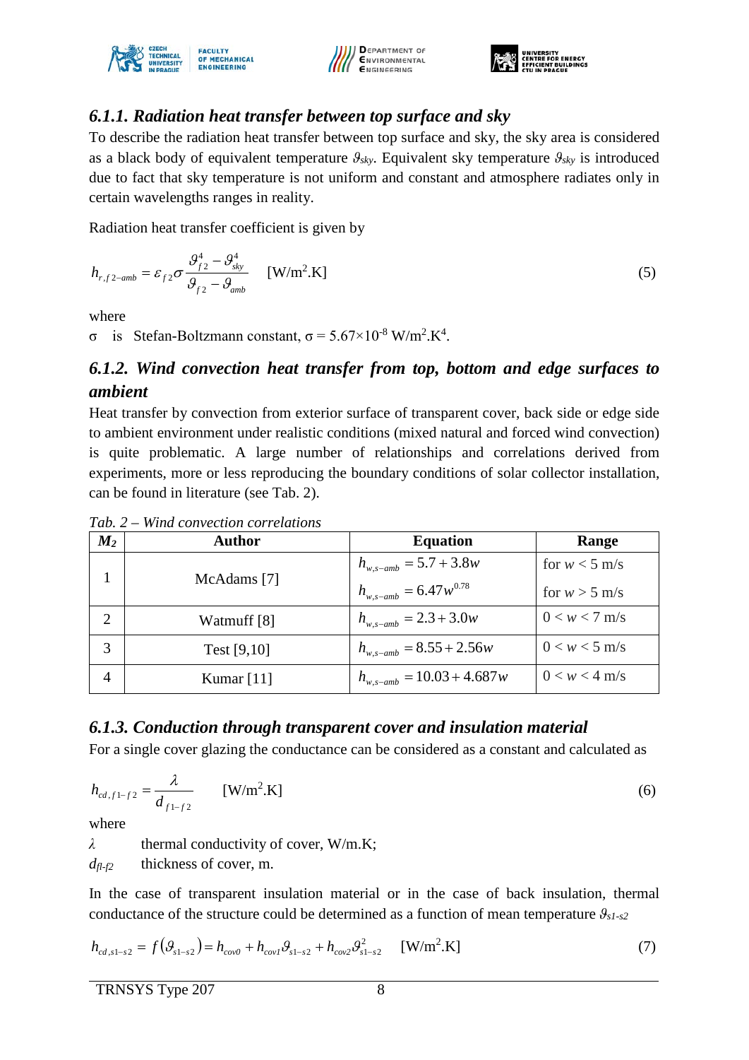### 6.1.1. Radiation heat transfer between top surface and sky

To describe the radiation heat transfer between top surface and sky, the sky area is considered as a black body of equivalent temperature $\vartheta_{sky}$. Equivalent sky temperature $\vartheta_{sky}$ is introduced due to fact that sky temperature is not uniform and constant and atmosphere radiates only in certain wavelengths ranges in reality.

Radiation heat transfer coefficient is given by

$$h_{r,f2-amb} = \varepsilon_{f2}\sigma \frac{\vartheta_{f2}^4 - \vartheta_{sky}^4}{\vartheta_{f2} - \vartheta_{amb}} \quad [\text{W/m}^2.\text{K}] \tag{5}$$

where

σ is Stefan-Boltzmann constant, $\sigma = 5.67\times10^{-8}$ W/m$^2$.K$^4$.

### 6.1.2. Wind convection heat transfer from top, bottom and edge surfaces to ambient

Heat transfer by convection from exterior surface of transparent cover, back side or edge side to ambient environment under realistic conditions (mixed natural and forced wind convection) is quite problematic. A large number of relationships and correlations derived from experiments, more or less reproducing the boundary conditions of solar collector installation, can be found in literature (see Tab. 2).

*Tab. 2 – Wind convection correlations*

| $M_2$ | Author | Equation | Range |
|---|---|---|---|
| 1 | McAdams [7] | $h_{w,s-amb} = 5.7 + 3.8w$ | for $w < 5$ m/s |
| | | $h_{w,s-amb} = 6.47w^{0.78}$ | for $w > 5$ m/s |
| 2 | Watmuff [8] | $h_{w,s-amb} = 2.3 + 3.0w$ | $0 < w < 7$ m/s |
| 3 | Test [9,10] | $h_{w,s-amb} = 8.55 + 2.56w$ | $0 < w < 5$ m/s |
| 4 | Kumar [11] | $h_{w,s-amb} = 10.03 + 4.687w$ | $0 < w < 4$ m/s |

### 6.1.3. Conduction through transparent cover and insulation material

For a single cover glazing the conductance can be considered as a constant and calculated as

$$h_{cd,f1-f2} = \frac{\lambda}{d_{f1-f2}} \quad [\text{W/m}^2.\text{K}] \tag{6}$$

where

$\lambda$ thermal conductivity of cover, W/m.K;

$d_{f1-f2}$ thickness of cover, m.

In the case of transparent insulation material or in the case of back insulation, thermal conductance of the structure could be determined as a function of mean temperature $\vartheta_{s1-s2}$

$$h_{cd,s1-s2} = f\left(\vartheta_{s1-s2}\right) = h_{cov0} + h_{cov1}\vartheta_{s1-s2} + h_{cov2}\vartheta_{s1-s2}^2 \quad [\text{W/m}^2.\text{K}] \tag{7}$$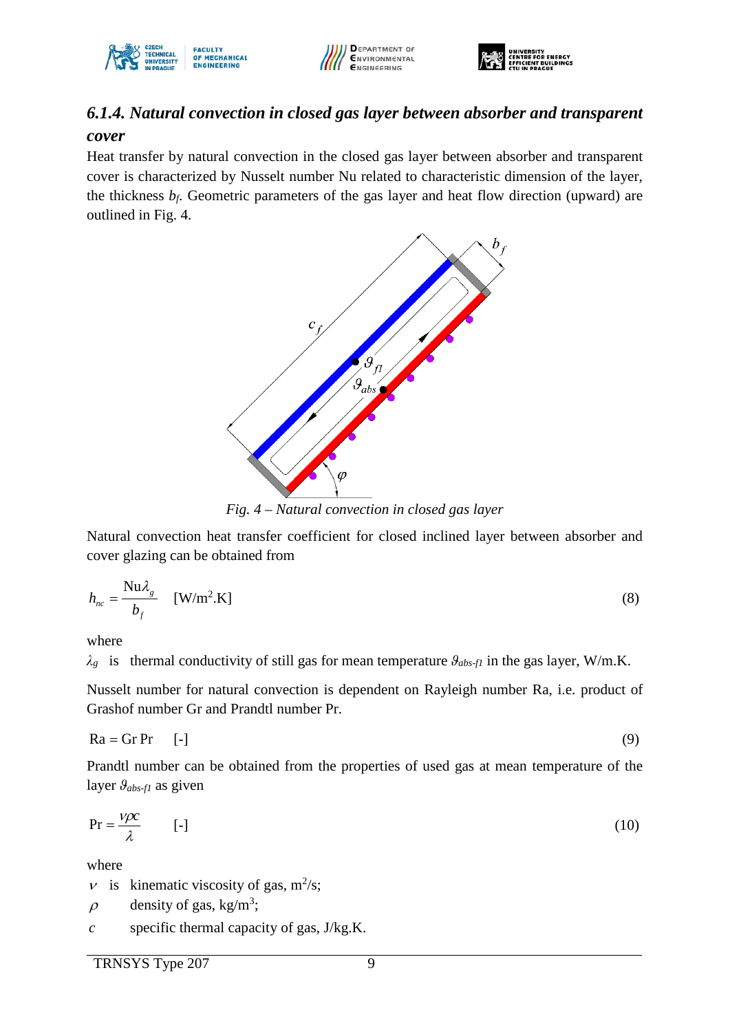### *6.1.4. Natural convection in closed gas layer between absorber and transparent cover*

Heat transfer by natural convection in the closed gas layer between absorber and transparent cover is characterized by Nusselt number Nu related to characteristic dimension of the layer, the thickness $b_f$. Geometric parameters of the gas layer and heat flow direction (upward) are outlined in Fig. 4.

*Fig. 4 – Natural convection in closed gas layer*

Natural convection heat transfer coefficient for closed inclined layer between absorber and cover glazing can be obtained from

$$h_{nc} = \frac{\mathrm{Nu}\lambda_g}{b_f} \quad [\mathrm{W/m^2.K}] \tag{8}$$

where

$\lambda_g$ is thermal conductivity of still gas for mean temperature $\vartheta_{abs\text{-}f1}$ in the gas layer, W/m.K.

Nusselt number for natural convection is dependent on Rayleigh number Ra, i.e. product of Grashof number Gr and Prandtl number Pr.

$$\mathrm{Ra} = \mathrm{Gr}\,\mathrm{Pr} \quad [\text{-}] \tag{9}$$

Prandtl number can be obtained from the properties of used gas at mean temperature of the layer $\vartheta_{abs\text{-}f1}$ as given

$$\mathrm{Pr} = \frac{\nu \rho c}{\lambda} \quad [\text{-}] \tag{10}$$

where

$\nu$ is kinematic viscosity of gas, $\mathrm{m^2/s}$;

$\rho$ density of gas, $\mathrm{kg/m^3}$;

$c$ specific thermal capacity of gas, J/kg.K.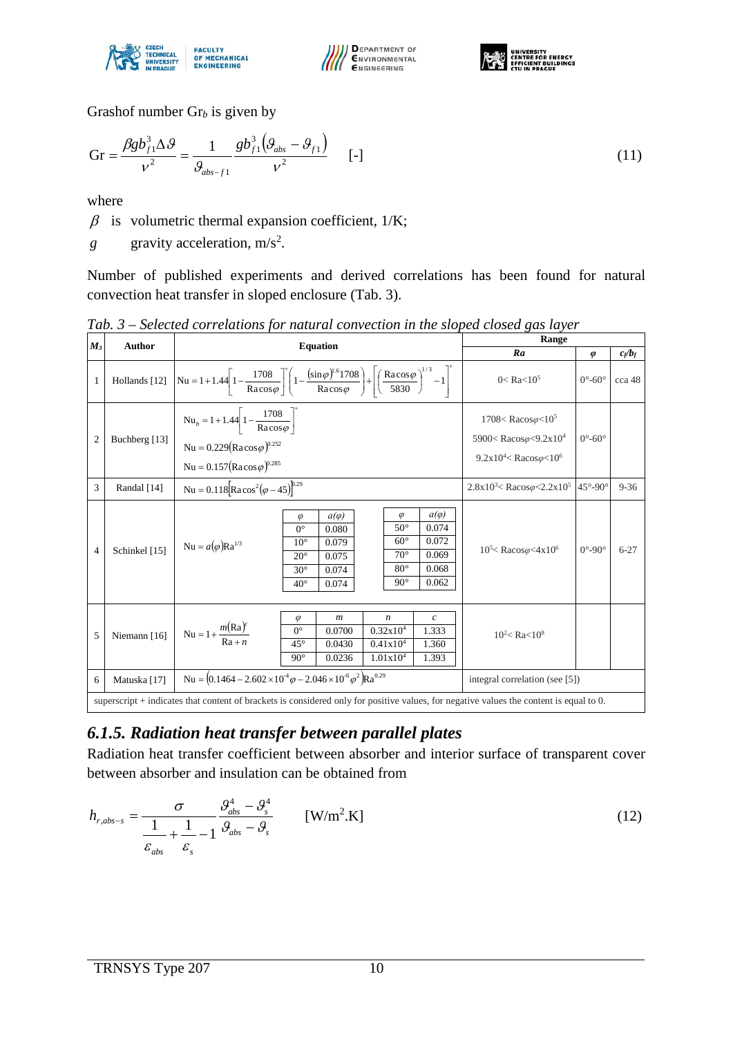Grashof number $\mathrm{Gr}_b$ is given by

$$\mathrm{Gr} = \frac{\beta g b_{f1}^3 \Delta \vartheta}{\nu^2} = \frac{1}{\vartheta_{abs-f1}} \frac{g b_{f1}^3 \left(\vartheta_{abs} - \vartheta_{f1}\right)}{\nu^2} \qquad [\text{-}] \tag{11}$$

where

$\beta$ is volumetric thermal expansion coefficient, 1/K;

$g$ gravity acceleration, $\mathrm{m/s^2}$.

Number of published experiments and derived correlations has been found for natural convection heat transfer in sloped enclosure (Tab. 3).

*Tab. 3 – Selected correlations for natural convection in the sloped closed gas layer*

| $M_3$ | Author | Equation | Range | | |
|---|---|---|---|---|---|
| | | | *Ra* | $\varphi$ | $c_f/b_f$ |
| 1 | Hollands [12] | $\mathrm{Nu} = 1 + 1.44\left[1 - \frac{1708}{\mathrm{Ra}\cos\varphi}\right]^{+}\left(1 - \frac{(\sin\varphi)^{1.6} 1708}{\mathrm{Ra}\cos\varphi}\right) + \left[\left(\frac{\mathrm{Ra}\cos\varphi}{5830}\right)^{1/3} - 1\right]^{+}$ | $0 < \mathrm{Ra} < 10^5$ | 0°-60° | cca 48 |
| 2 | Buchberg [13] | $\mathrm{Nu}_b = 1 + 1.44\left[1 - \frac{1708}{\mathrm{Ra}\cos\varphi}\right]^{+}$<br>$\mathrm{Nu} = 0.229(\mathrm{Ra}\cos\varphi)^{0.252}$<br>$\mathrm{Nu} = 0.157(\mathrm{Ra}\cos\varphi)^{0.285}$ | $1708 < \mathrm{Ra}\cos\varphi < 10^5$<br>$5900 < \mathrm{Ra}\cos\varphi < 9.2\times10^4$<br>$9.2\times10^4 < \mathrm{Ra}\cos\varphi < 10^6$ | 0°-60° | |
| 3 | Randal [14] | $\mathrm{Nu} = 0.118\left[\mathrm{Ra}\cos^2(\varphi - 45)\right]^{0.29}$ | $2.8\times10^3 < \mathrm{Ra}\cos\varphi < 2.2\times10^5$ | 45°-90° | 9-36 |
| 4 | Schinkel [15] | $\mathrm{Nu} = a(\varphi)\mathrm{Ra}^{1/3}$<br>$\varphi$ / $a(\varphi)$: 0° / 0.080; 10° / 0.079; 20° / 0.075; 30° / 0.074; 40° / 0.074; 50° / 0.074; 60° / 0.072; 70° / 0.069; 80° / 0.068; 90° / 0.062 | $10^5 < \mathrm{Ra}\cos\varphi < 4\times10^6$ | 0°-90° | 6-27 |
| 5 | Niemann [16] | $\mathrm{Nu} = 1 + \frac{m(\mathrm{Ra})^c}{\mathrm{Ra} + n}$<br>$\varphi$ / $m$ / $n$ / $c$: 0° / 0.0700 / $0.32\times10^4$ / 1.333; 45° / 0.0430 / $0.41\times10^4$ / 1.360; 90° / 0.0236 / $1.01\times10^4$ / 1.393 | $10^2 < \mathrm{Ra} < 10^8$ | | |
| 6 | Matuska [17] | $\mathrm{Nu} = \left(0.1464 - 2.602\times10^{-4}\varphi - 2.046\times10^{-6}\varphi^2\right)\mathrm{Ra}^{0.29}$ | integral correlation (see [5]) | | |

superscript + indicates that content of brackets is considered only for positive values, for negative values the content is equal to 0.

### 6.1.5. Radiation heat transfer between parallel plates

Radiation heat transfer coefficient between absorber and interior surface of transparent cover between absorber and insulation can be obtained from

$$h_{r,abs-s} = \frac{\sigma}{\frac{1}{\varepsilon_{abs}} + \frac{1}{\varepsilon_s} - 1} \frac{\vartheta_{abs}^4 - \vartheta_s^4}{\vartheta_{abs} - \vartheta_s} \qquad [\mathrm{W/m^2.K}] \tag{12}$$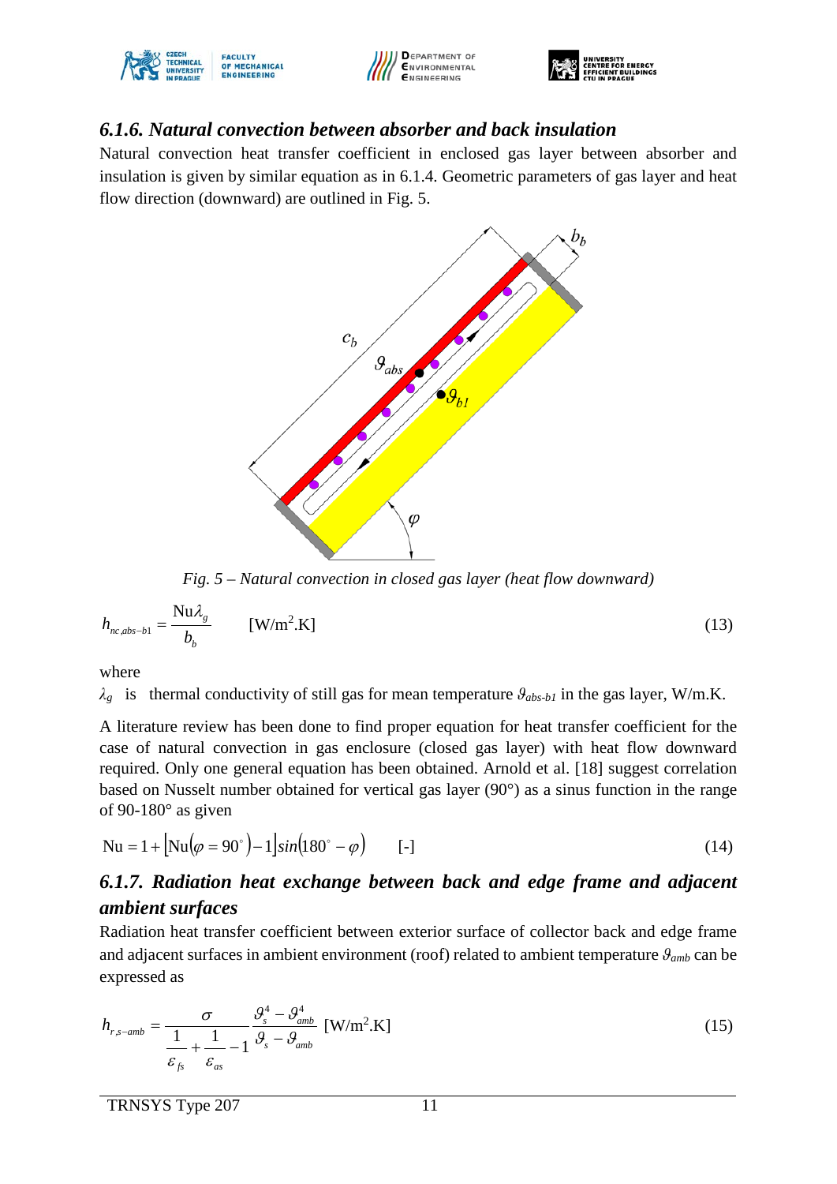### *6.1.6. Natural convection between absorber and back insulation*

Natural convection heat transfer coefficient in enclosed gas layer between absorber and insulation is given by similar equation as in 6.1.4. Geometric parameters of gas layer and heat flow direction (downward) are outlined in Fig. 5.

*Fig. 5 – Natural convection in closed gas layer (heat flow downward)*

$$h_{nc,abs-b1} = \frac{\mathrm{Nu}\lambda_g}{b_b} \qquad [\mathrm{W/m^2.K}] \tag{13}$$

where

$\lambda_g$ is thermal conductivity of still gas for mean temperature $\vartheta_{abs\text{-}b1}$ in the gas layer, W/m.K.

A literature review has been done to find proper equation for heat transfer coefficient for the case of natural convection in gas enclosure (closed gas layer) with heat flow downward required. Only one general equation has been obtained. Arnold et al. [18] suggest correlation based on Nusselt number obtained for vertical gas layer (90°) as a sinus function in the range of 90-180° as given

$$\mathrm{Nu} = 1 + \left[\mathrm{Nu}\left(\varphi = 90^\circ\right) - 1\right] sin\left(180^\circ - \varphi\right) \qquad [-] \tag{14}$$

### *6.1.7. Radiation heat exchange between back and edge frame and adjacent ambient surfaces*

Radiation heat transfer coefficient between exterior surface of collector back and edge frame and adjacent surfaces in ambient environment (roof) related to ambient temperature $\vartheta_{amb}$ can be expressed as

$$h_{r,s-amb} = \frac{\sigma}{\dfrac{1}{\varepsilon_{fs}} + \dfrac{1}{\varepsilon_{as}} - 1} \frac{\vartheta_s^4 - \vartheta_{amb}^4}{\vartheta_s - \vartheta_{amb}} \; [\mathrm{W/m^2.K}] \tag{15}$$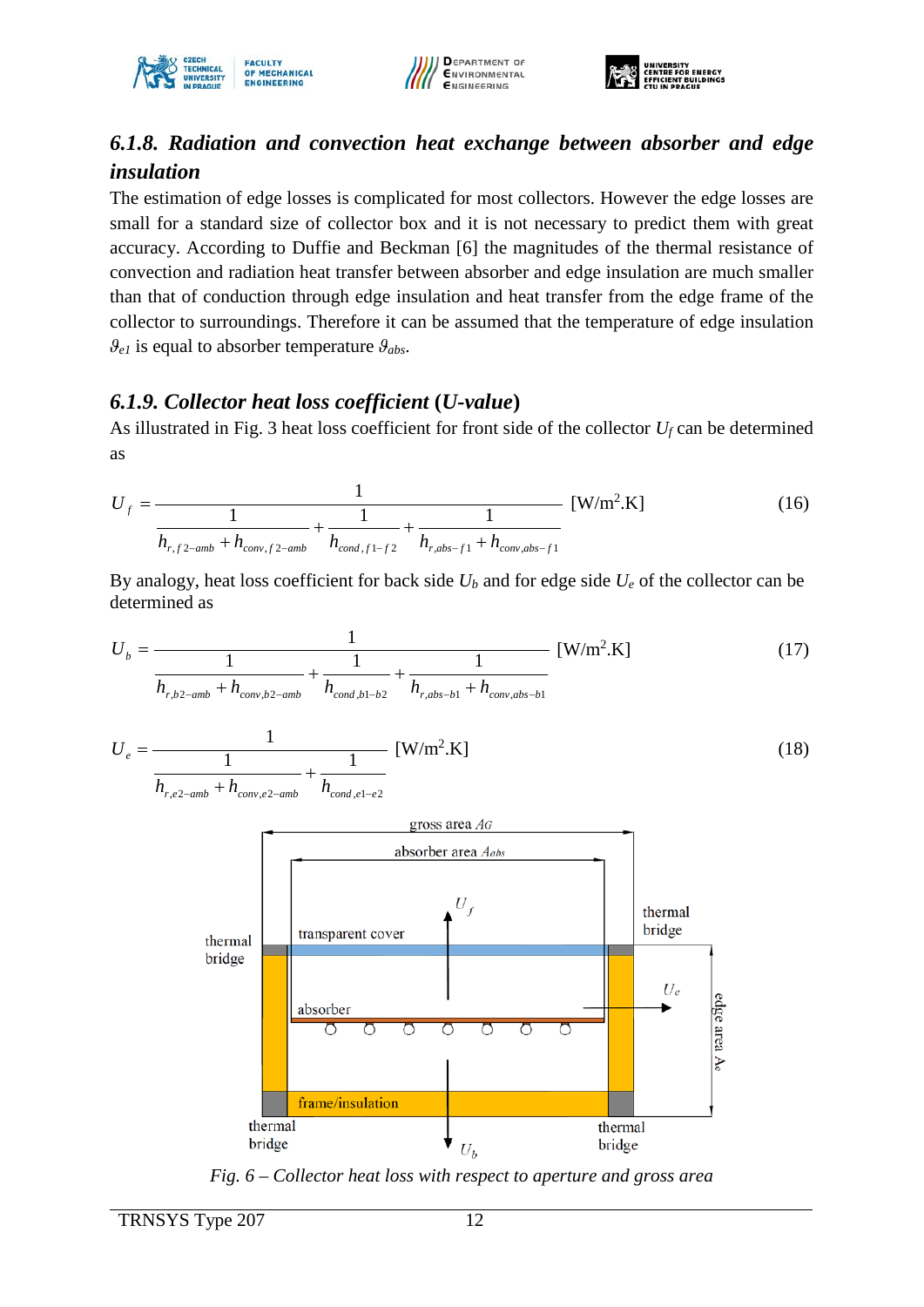### *6.1.8. Radiation and convection heat exchange between absorber and edge insulation*

The estimation of edge losses is complicated for most collectors. However the edge losses are small for a standard size of collector box and it is not necessary to predict them with great accuracy. According to Duffie and Beckman [6] the magnitudes of the thermal resistance of convection and radiation heat transfer between absorber and edge insulation are much smaller than that of conduction through edge insulation and heat transfer from the edge frame of the collector to surroundings. Therefore it can be assumed that the temperature of edge insulation $\vartheta_{e1}$ is equal to absorber temperature $\vartheta_{abs}$.

### *6.1.9. Collector heat loss coefficient (U-value)*

As illustrated in Fig. 3 heat loss coefficient for front side of the collector $U_f$ can be determined as

$$U_f = \frac{1}{\dfrac{1}{h_{r,f2-amb} + h_{conv,f2-amb}} + \dfrac{1}{h_{cond,f1-f2}} + \dfrac{1}{h_{r,abs-f1} + h_{conv,abs-f1}}} \quad [\mathrm{W/m^2.K}] \tag{16}$$

By analogy, heat loss coefficient for back side $U_b$ and for edge side $U_e$ of the collector can be determined as

$$U_b = \frac{1}{\dfrac{1}{h_{r,b2-amb} + h_{conv,b2-amb}} + \dfrac{1}{h_{cond,b1-b2}} + \dfrac{1}{h_{r,abs-b1} + h_{conv,abs-b1}}} \quad [\mathrm{W/m^2.K}] \tag{17}$$

$$U_e = \frac{1}{\dfrac{1}{h_{r,e2-amb} + h_{conv,e2-amb}} + \dfrac{1}{h_{cond,e1-e2}}} \quad [\mathrm{W/m^2.K}] \tag{18}$$

*Fig. 6 – Collector heat loss with respect to aperture and gross area*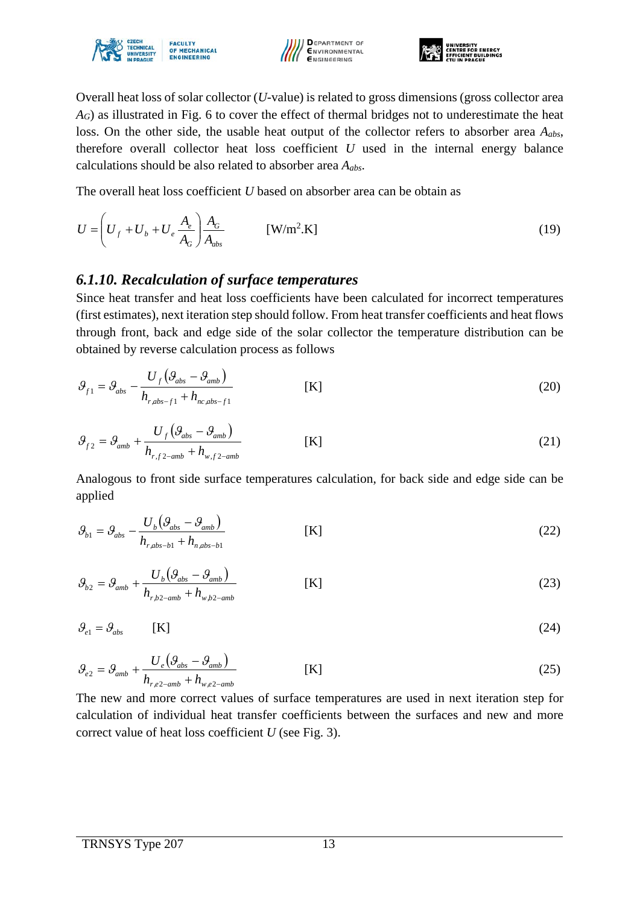Overall heat loss of solar collector (*U*-value) is related to gross dimensions (gross collector area $A_G$) as illustrated in Fig. 6 to cover the effect of thermal bridges not to underestimate the heat loss. On the other side, the usable heat output of the collector refers to absorber area $A_{abs}$, therefore overall collector heat loss coefficient $U$ used in the internal energy balance calculations should be also related to absorber area $A_{abs}$.

The overall heat loss coefficient $U$ based on absorber area can be obtain as

$$U = \left( U_f + U_b + U_e \frac{A_e}{A_G} \right) \frac{A_G}{A_{abs}} \qquad \text{[W/m}^2\text{.K]} \tag{19}$$

### *6.1.10. Recalculation of surface temperatures*

Since heat transfer and heat loss coefficients have been calculated for incorrect temperatures (first estimates), next iteration step should follow. From heat transfer coefficients and heat flows through front, back and edge side of the solar collector the temperature distribution can be obtained by reverse calculation process as follows

$$\vartheta_{f1} = \vartheta_{abs} - \frac{U_f \left( \vartheta_{abs} - \vartheta_{amb} \right)}{h_{r,abs-f1} + h_{nc,abs-f1}} \qquad \text{[K]} \tag{20}$$

$$\vartheta_{f2} = \vartheta_{amb} + \frac{U_f \left( \vartheta_{abs} - \vartheta_{amb} \right)}{h_{r,f2-amb} + h_{w,f2-amb}} \qquad \text{[K]} \tag{21}$$

Analogous to front side surface temperatures calculation, for back side and edge side can be applied

$$\vartheta_{b1} = \vartheta_{abs} - \frac{U_b \left( \vartheta_{abs} - \vartheta_{amb} \right)}{h_{r,abs-b1} + h_{n,abs-b1}} \qquad \text{[K]} \tag{22}$$

$$\vartheta_{b2} = \vartheta_{amb} + \frac{U_b \left( \vartheta_{abs} - \vartheta_{amb} \right)}{h_{r,b2-amb} + h_{w,b2-amb}} \qquad \text{[K]} \tag{23}$$

$$\vartheta_{e1} = \vartheta_{abs} \qquad \text{[K]} \tag{24}$$

$$\vartheta_{e2} = \vartheta_{amb} + \frac{U_e \left( \vartheta_{abs} - \vartheta_{amb} \right)}{h_{r,e2-amb} + h_{w,e2-amb}} \qquad \text{[K]} \tag{25}$$

The new and more correct values of surface temperatures are used in next iteration step for calculation of individual heat transfer coefficients between the surfaces and new and more correct value of heat loss coefficient $U$ (see Fig. 3).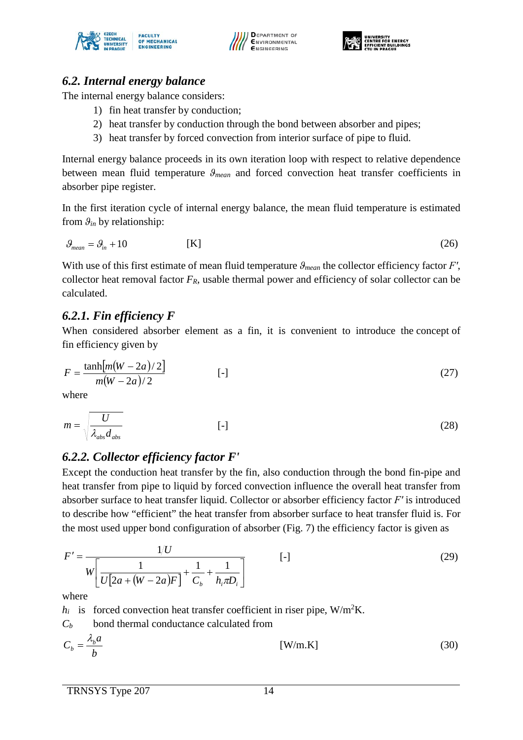## 6.2. Internal energy balance

The internal energy balance considers:

1) fin heat transfer by conduction;
2) heat transfer by conduction through the bond between absorber and pipes;
3) heat transfer by forced convection from interior surface of pipe to fluid.

Internal energy balance proceeds in its own iteration loop with respect to relative dependence between mean fluid temperature $\vartheta_{mean}$ and forced convection heat transfer coefficients in absorber pipe register.

In the first iteration cycle of internal energy balance, the mean fluid temperature is estimated from $\vartheta_{in}$ by relationship:

$$\vartheta_{mean} = \vartheta_{in} + 10 \qquad \text{[K]} \tag{26}$$

With use of this first estimate of mean fluid temperature $\vartheta_{mean}$ the collector efficiency factor $F'$, collector heat removal factor $F_R$, usable thermal power and efficiency of solar collector can be calculated.

### 6.2.1. Fin efficiency F

When considered absorber element as a fin, it is convenient to introduce the concept of fin efficiency given by

$$F = \frac{\tanh[m(W-2a)/2]}{m(W-2a)/2} \qquad \text{[-]} \tag{27}$$

where

$$m = \sqrt{\frac{U}{\lambda_{abs} d_{abs}}} \qquad \text{[-]} \tag{28}$$

### 6.2.2. Collector efficiency factor F'

Except the conduction heat transfer by the fin, also conduction through the bond fin-pipe and heat transfer from pipe to liquid by forced convection influence the overall heat transfer from absorber surface to heat transfer liquid. Collector or absorber efficiency factor $F'$ is introduced to describe how "efficient" the heat transfer from absorber surface to heat transfer fluid is. For the most used upper bond configuration of absorber (Fig. 7) the efficiency factor is given as

$$F' = \frac{1/U}{W\left[\dfrac{1}{U[2a+(W-2a)F]} + \dfrac{1}{C_b} + \dfrac{1}{h_i \pi D_i}\right]} \qquad \text{[-]} \tag{29}$$

where

$h_i$ is forced convection heat transfer coefficient in riser pipe, W/m$^2$K.

$C_b$ bond thermal conductance calculated from

$$C_b = \frac{\lambda_b a}{b} \qquad \text{[W/m.K]} \tag{30}$$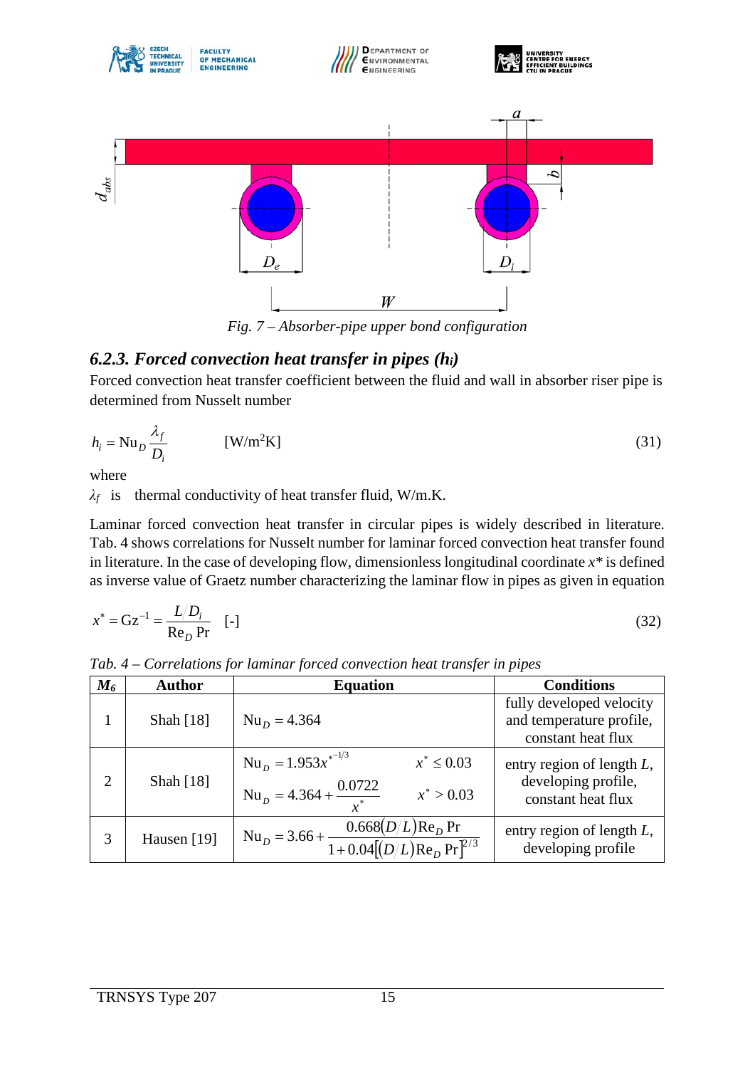Fig. 7 – Absorber-pipe upper bond configuration

### 6.2.3. Forced convection heat transfer in pipes ($h_i$)

Forced convection heat transfer coefficient between the fluid and wall in absorber riser pipe is determined from Nusselt number

$$h_i = \mathrm{Nu}_D \frac{\lambda_f}{D_i} \qquad [\mathrm{W/m^2K}] \tag{31}$$

where

$\lambda_f$ is thermal conductivity of heat transfer fluid, W/m.K.

Laminar forced convection heat transfer in circular pipes is widely described in literature. Tab. 4 shows correlations for Nusselt number for laminar forced convection heat transfer found in literature. In the case of developing flow, dimensionless longitudinal coordinate $x^*$ is defined as inverse value of Graetz number characterizing the laminar flow in pipes as given in equation

$$x^* = \mathrm{Gz}^{-1} = \frac{L/D_i}{\mathrm{Re}_D\,\mathrm{Pr}} \quad [-] \tag{32}$$

*Tab. 4 – Correlations for laminar forced convection heat transfer in pipes*

| $M_6$ | Author | Equation | Conditions |
|---|---|---|---|
| 1 | Shah [18] | $\mathrm{Nu}_D = 4.364$ | fully developed velocity and temperature profile, constant heat flux |
| 2 | Shah [18] | $\mathrm{Nu}_D = 1.953 x^{*-1/3}$ $\quad x^* \le 0.03$ <br> $\mathrm{Nu}_D = 4.364 + \dfrac{0.0722}{x^*}$ $\quad x^* > 0.03$ | entry region of length $L$, developing profile, constant heat flux |
| 3 | Hausen [19] | $\mathrm{Nu}_D = 3.66 + \dfrac{0.668(D/L)\mathrm{Re}_D\,\mathrm{Pr}}{1+0.04[(D/L)\mathrm{Re}_D\,\mathrm{Pr}]^{2/3}}$ | entry region of length $L$, developing profile |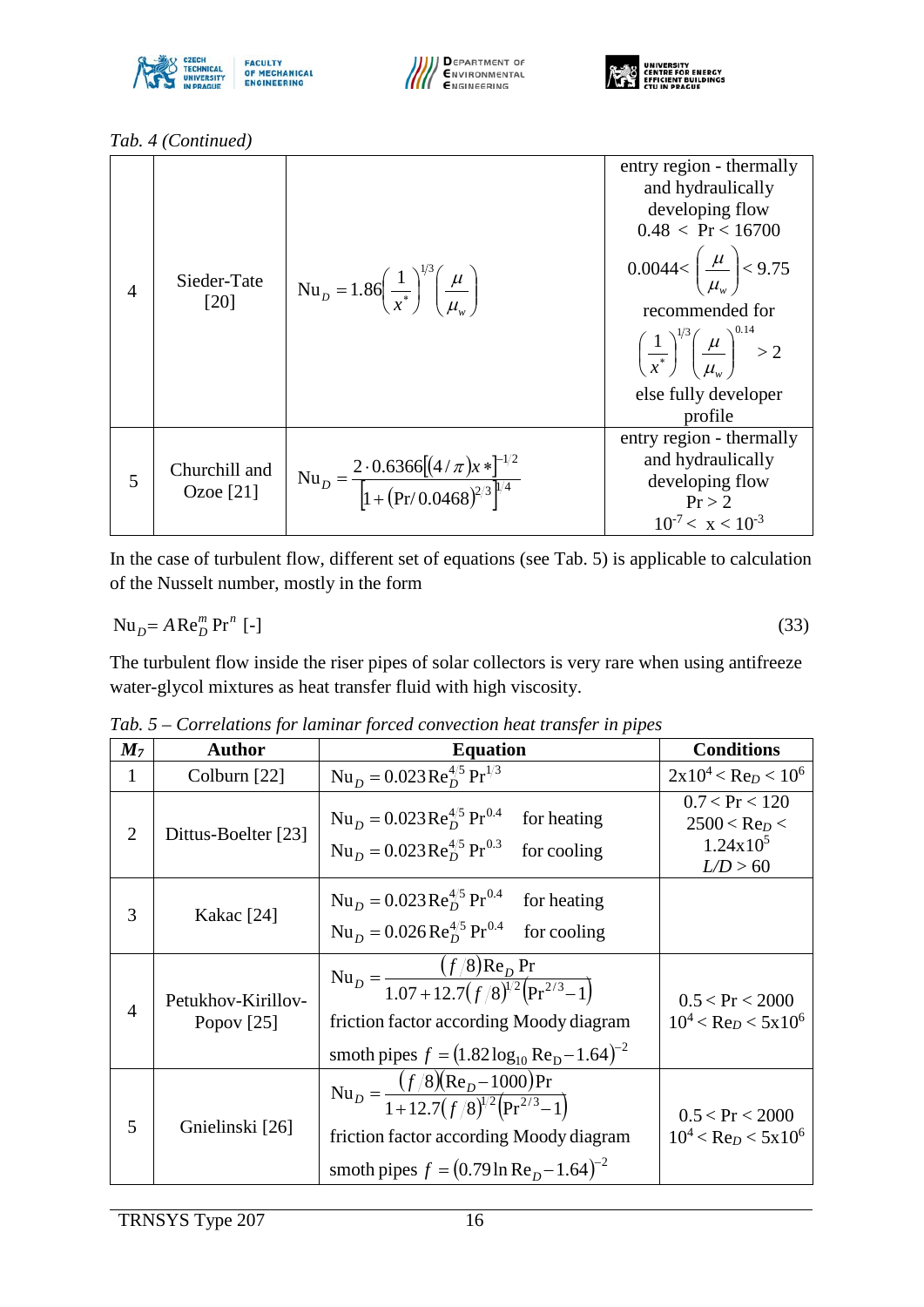*Tab. 4 (Continued)*

| | | | |
|---|---|---|---|
| 4 | Sieder-Tate [20] | $\mathrm{Nu}_D = 1.86\left(\frac{1}{x^*}\right)^{1/3}\left(\frac{\mu}{\mu_w}\right)$ | entry region - thermally and hydraulically developing flow $0.48 < \mathrm{Pr} < 16700$ $0.0044 < \left(\frac{\mu}{\mu_w}\right) < 9.75$ recommended for $\left(\frac{1}{x^*}\right)^{1/3}\left(\frac{\mu}{\mu_w}\right)^{0.14} > 2$ else fully developer profile |
| 5 | Churchill and Ozoe [21] | $\mathrm{Nu}_D = \frac{2\cdot 0.6366\left[(4/\pi)x*\right]^{-1/2}}{\left[1+(\mathrm{Pr}/0.0468)^{2/3}\right]^{1/4}}$ | entry region - thermally and hydraulically developing flow $\mathrm{Pr} > 2$ $10^{-7} < x < 10^{-3}$ |

In the case of turbulent flow, different set of equations (see Tab. 5) is applicable to calculation of the Nusselt number, mostly in the form

$$\mathrm{Nu}_D = A\,\mathrm{Re}_D^m\,\mathrm{Pr}^n \text{ [-]} \tag{33}$$

The turbulent flow inside the riser pipes of solar collectors is very rare when using antifreeze water-glycol mixtures as heat transfer fluid with high viscosity.

*Tab. 5 – Correlations for laminar forced convection heat transfer in pipes*

| $M_7$ | Author | Equation | Conditions |
|---|---|---|---|
| 1 | Colburn [22] | $\mathrm{Nu}_D = 0.023\,\mathrm{Re}_D^{4/5}\,\mathrm{Pr}^{1/3}$ | $2\text{x}10^4 < \mathrm{Re}_D < 10^6$ |
| 2 | Dittus-Boelter [23] | $\mathrm{Nu}_D = 0.023\,\mathrm{Re}_D^{4/5}\,\mathrm{Pr}^{0.4}$ for heating<br>$\mathrm{Nu}_D = 0.023\,\mathrm{Re}_D^{4/5}\,\mathrm{Pr}^{0.3}$ for cooling | $0.7 < \mathrm{Pr} < 120$<br>$2500 < \mathrm{Re}_D < 1.24\text{x}10^5$<br>$L/D > 60$ |
| 3 | Kakac [24] | $\mathrm{Nu}_D = 0.023\,\mathrm{Re}_D^{4/5}\,\mathrm{Pr}^{0.4}$ for heating<br>$\mathrm{Nu}_D = 0.026\,\mathrm{Re}_D^{4/5}\,\mathrm{Pr}^{0.4}$ for cooling | |
| 4 | Petukhov-Kirillov-Popov [25] | $\mathrm{Nu}_D = \frac{(f/8)\mathrm{Re}_D\,\mathrm{Pr}}{1.07+12.7(f/8)^{1/2}\left(\mathrm{Pr}^{2/3}-1\right)}$<br>friction factor according Moody diagram<br>smoth pipes $f = (1.82\log_{10}\mathrm{Re}_D - 1.64)^{-2}$ | $0.5 < \mathrm{Pr} < 2000$<br>$10^4 < \mathrm{Re}_D < 5\text{x}10^6$ |
| 5 | Gnielinski [26] | $\mathrm{Nu}_D = \frac{(f/8)(\mathrm{Re}_D - 1000)\mathrm{Pr}}{1+12.7(f/8)^{1/2}\left(\mathrm{Pr}^{2/3}-1\right)}$<br>friction factor according Moody diagram<br>smoth pipes $f = (0.79\ln\mathrm{Re}_D - 1.64)^{-2}$ | $0.5 < \mathrm{Pr} < 2000$<br>$10^4 < \mathrm{Re}_D < 5\text{x}10^6$ |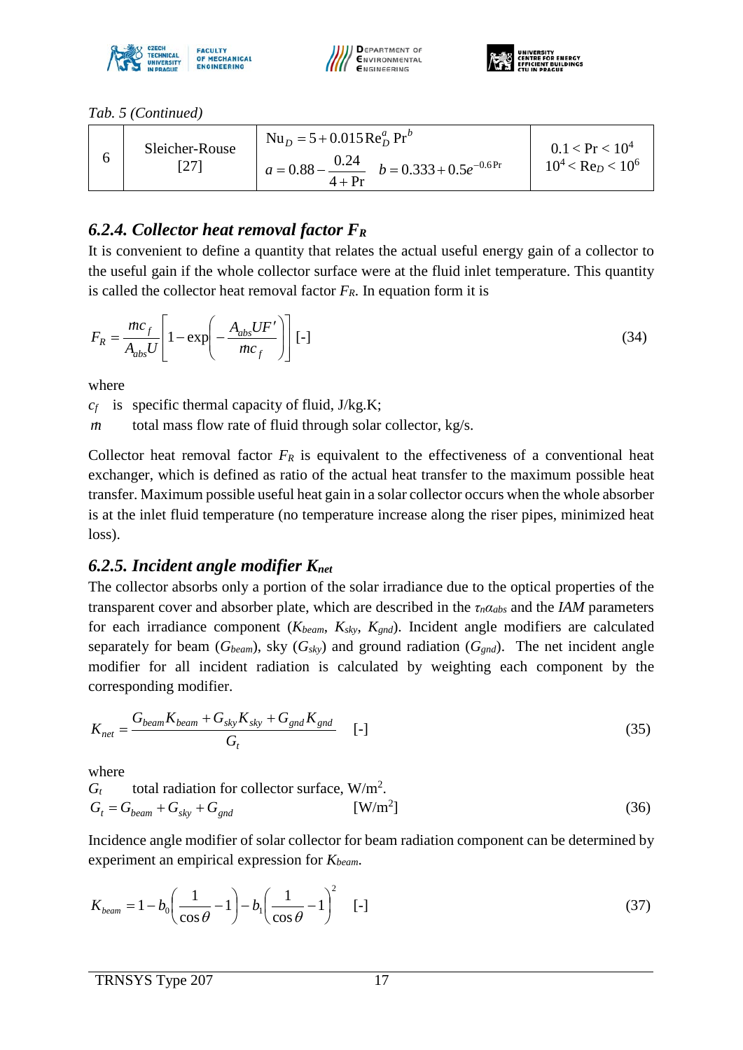*Tab. 5 (Continued)*

| | | | |
|---|---|---|---|
| 6 | Sleicher-Rouse [27] | $\mathrm{Nu}_D = 5 + 0.015\,\mathrm{Re}_D^a\,\mathrm{Pr}^b$<br>$a = 0.88 - \dfrac{0.24}{4+\mathrm{Pr}} \quad b = 0.333 + 0.5e^{-0.6\,\mathrm{Pr}}$ | $0.1 < \mathrm{Pr} < 10^4$<br>$10^4 < \mathrm{Re}_D < 10^6$ |

### 6.2.4. Collector heat removal factor $F_R$

It is convenient to define a quantity that relates the actual useful energy gain of a collector to the useful gain if the whole collector surface were at the fluid inlet temperature. This quantity is called the collector heat removal factor $F_R$. In equation form it is

$$F_R = \frac{\dot{m}c_f}{A_{abs}U}\left[1 - \exp\left(-\frac{A_{abs}UF'}{\dot{m}c_f}\right)\right] \text{ [-]} \tag{34}$$

where

$c_f$ is specific thermal capacity of fluid, J/kg.K;

$\dot{m}$ total mass flow rate of fluid through solar collector, kg/s.

Collector heat removal factor $F_R$ is equivalent to the effectiveness of a conventional heat exchanger, which is defined as ratio of the actual heat transfer to the maximum possible heat transfer. Maximum possible useful heat gain in a solar collector occurs when the whole absorber is at the inlet fluid temperature (no temperature increase along the riser pipes, minimized heat loss).

### 6.2.5. Incident angle modifier $K_{net}$

The collector absorbs only a portion of the solar irradiance due to the optical properties of the transparent cover and absorber plate, which are described in the $\tau_n\alpha_{abs}$ and the *IAM* parameters for each irradiance component ($K_{beam}$, $K_{sky}$, $K_{gnd}$). Incident angle modifiers are calculated separately for beam ($G_{beam}$), sky ($G_{sky}$) and ground radiation ($G_{gnd}$). The net incident angle modifier for all incident radiation is calculated by weighting each component by the corresponding modifier.

$$K_{net} = \frac{G_{beam}K_{beam} + G_{sky}K_{sky} + G_{gnd}K_{gnd}}{G_t} \quad \text{[-]} \tag{35}$$

where

$G_t$ total radiation for collector surface, W/m$^2$.

$$G_t = G_{beam} + G_{sky} + G_{gnd} \quad \text{[W/m}^2\text{]} \tag{36}$$

Incidence angle modifier of solar collector for beam radiation component can be determined by experiment an empirical expression for $K_{beam}$.

$$K_{beam} = 1 - b_0\left(\frac{1}{\cos\theta} - 1\right) - b_1\left(\frac{1}{\cos\theta} - 1\right)^2 \quad \text{[-]} \tag{37}$$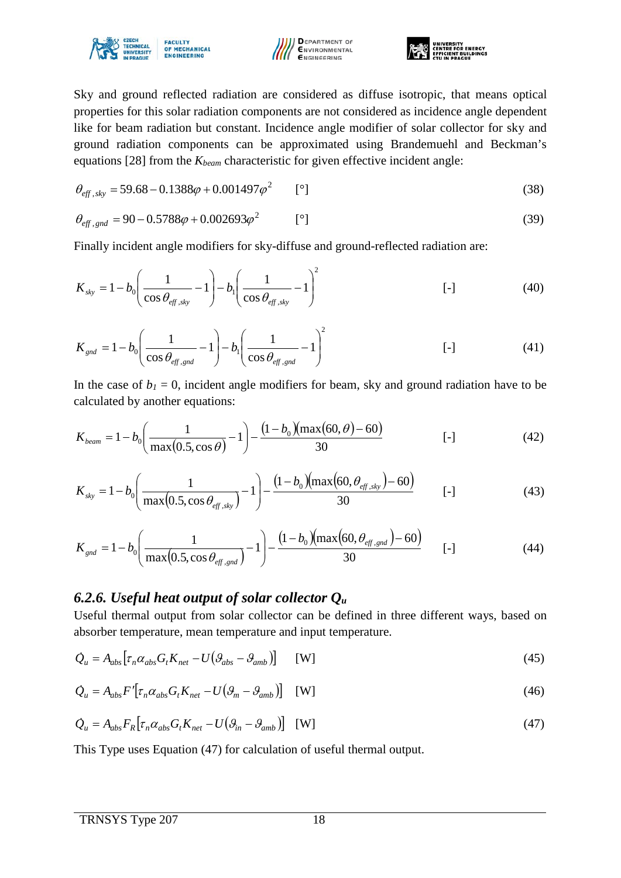Sky and ground reflected radiation are considered as diffuse isotropic, that means optical properties for this solar radiation components are not considered as incidence angle dependent like for beam radiation but constant. Incidence angle modifier of solar collector for sky and ground radiation components can be approximated using Brandemuehl and Beckman's equations [28] from the $K_{beam}$ characteristic for given effective incident angle:

$$\theta_{eff,sky} = 59.68 - 0.1388\varphi + 0.001497\varphi^2 \qquad [°] \tag{38}$$

$$\theta_{eff,gnd} = 90 - 0.5788\varphi + 0.002693\varphi^2 \qquad [°] \tag{39}$$

Finally incident angle modifiers for sky-diffuse and ground-reflected radiation are:

$$K_{sky} = 1 - b_0\left(\frac{1}{\cos\theta_{eff,sky}} - 1\right) - b_1\left(\frac{1}{\cos\theta_{eff,sky}} - 1\right)^2 \qquad [-] \tag{40}$$

$$K_{gnd} = 1 - b_0\left(\frac{1}{\cos\theta_{eff,gnd}} - 1\right) - b_1\left(\frac{1}{\cos\theta_{eff,gnd}} - 1\right)^2 \qquad [-] \tag{41}$$

In the case of $b_1 = 0$, incident angle modifiers for beam, sky and ground radiation have to be calculated by another equations:

$$K_{beam} = 1 - b_0\left(\frac{1}{\max(0.5, \cos\theta)} - 1\right) - \frac{(1-b_0)(\max(60,\theta) - 60)}{30} \qquad [-] \tag{42}$$

$$K_{sky} = 1 - b_0\left(\frac{1}{\max(0.5, \cos\theta_{eff,sky})} - 1\right) - \frac{(1-b_0)(\max(60,\theta_{eff,sky}) - 60)}{30} \qquad [-] \tag{43}$$

$$K_{gnd} = 1 - b_0\left(\frac{1}{\max(0.5, \cos\theta_{eff,gnd})} - 1\right) - \frac{(1-b_0)(\max(60,\theta_{eff,gnd}) - 60)}{30} \qquad [-] \tag{44}$$

### *6.2.6. Useful heat output of solar collector $Q_u$*

Useful thermal output from solar collector can be defined in three different ways, based on absorber temperature, mean temperature and input temperature.

$$\dot{Q}_u = A_{abs}\left[\tau_n \alpha_{abs} G_t K_{net} - U(\vartheta_{abs} - \vartheta_{amb})\right] \quad [W] \tag{45}$$

$$\dot{Q}_u = A_{abs} F'\left[\tau_n \alpha_{abs} G_t K_{net} - U(\vartheta_m - \vartheta_{amb})\right] \quad [W] \tag{46}$$

$$\dot{Q}_u = A_{abs} F_R\left[\tau_n \alpha_{abs} G_t K_{net} - U(\vartheta_{in} - \vartheta_{amb})\right] \quad [W] \tag{47}$$

This Type uses Equation (47) for calculation of useful thermal output.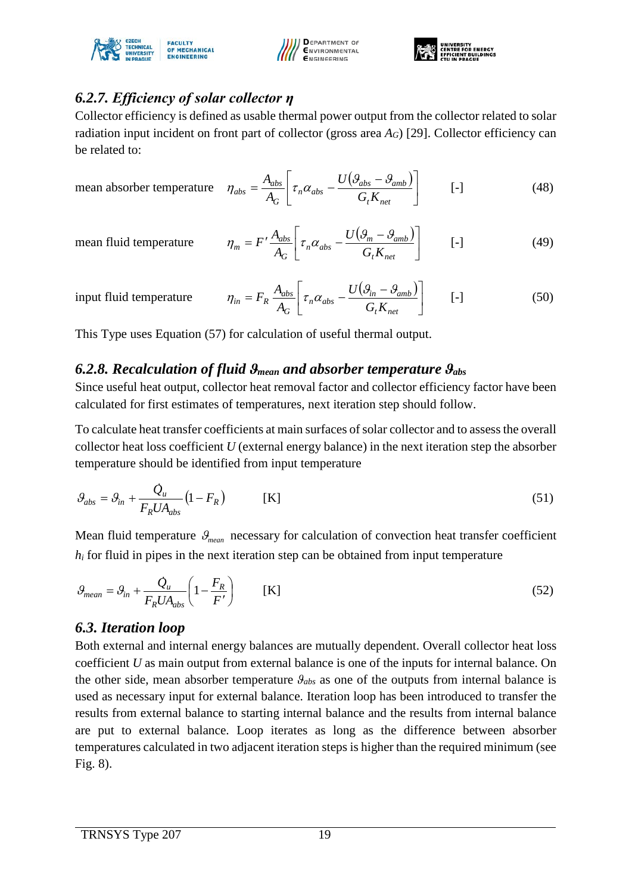### 6.2.7. *Efficiency of solar collector η*

Collector efficiency is defined as usable thermal power output from the collector related to solar radiation input incident on front part of collector (gross area $A_G$) [29]. Collector efficiency can be related to:

mean absorber temperature

$$\eta_{abs} = \frac{A_{abs}}{A_G}\left[\tau_n \alpha_{abs} - \frac{U\left(\vartheta_{abs} - \vartheta_{amb}\right)}{G_t K_{net}}\right] \qquad [-] \qquad (48)$$

mean fluid temperature

$$\eta_m = F' \frac{A_{abs}}{A_G}\left[\tau_n \alpha_{abs} - \frac{U\left(\vartheta_m - \vartheta_{amb}\right)}{G_t K_{net}}\right] \qquad [-] \qquad (49)$$

input fluid temperature

$$\eta_{in} = F_R \frac{A_{abs}}{A_G}\left[\tau_n \alpha_{abs} - \frac{U\left(\vartheta_{in} - \vartheta_{amb}\right)}{G_t K_{net}}\right] \qquad [-] \qquad (50)$$

This Type uses Equation (57) for calculation of useful thermal output.

### 6.2.8. *Recalculation of fluid $\vartheta_{mean}$ and absorber temperature $\vartheta_{abs}$*

Since useful heat output, collector heat removal factor and collector efficiency factor have been calculated for first estimates of temperatures, next iteration step should follow.

To calculate heat transfer coefficients at main surfaces of solar collector and to assess the overall collector heat loss coefficient $U$ (external energy balance) in the next iteration step the absorber temperature should be identified from input temperature

$$\vartheta_{abs} = \vartheta_{in} + \frac{\dot{Q}_u}{F_R U A_{abs}}\left(1 - F_R\right) \qquad [K] \qquad (51)$$

Mean fluid temperature $\vartheta_{mean}$ necessary for calculation of convection heat transfer coefficient $h_i$ for fluid in pipes in the next iteration step can be obtained from input temperature

$$\vartheta_{mean} = \vartheta_{in} + \frac{\dot{Q}_u}{F_R U A_{abs}}\left(1 - \frac{F_R}{F'}\right) \qquad [K] \qquad (52)$$

## 6.3. *Iteration loop*

Both external and internal energy balances are mutually dependent. Overall collector heat loss coefficient $U$ as main output from external balance is one of the inputs for internal balance. On the other side, mean absorber temperature $\vartheta_{abs}$ as one of the outputs from internal balance is used as necessary input for external balance. Iteration loop has been introduced to transfer the results from external balance to starting internal balance and the results from internal balance are put to external balance. Loop iterates as long as the difference between absorber temperatures calculated in two adjacent iteration steps is higher than the required minimum (see Fig. 8).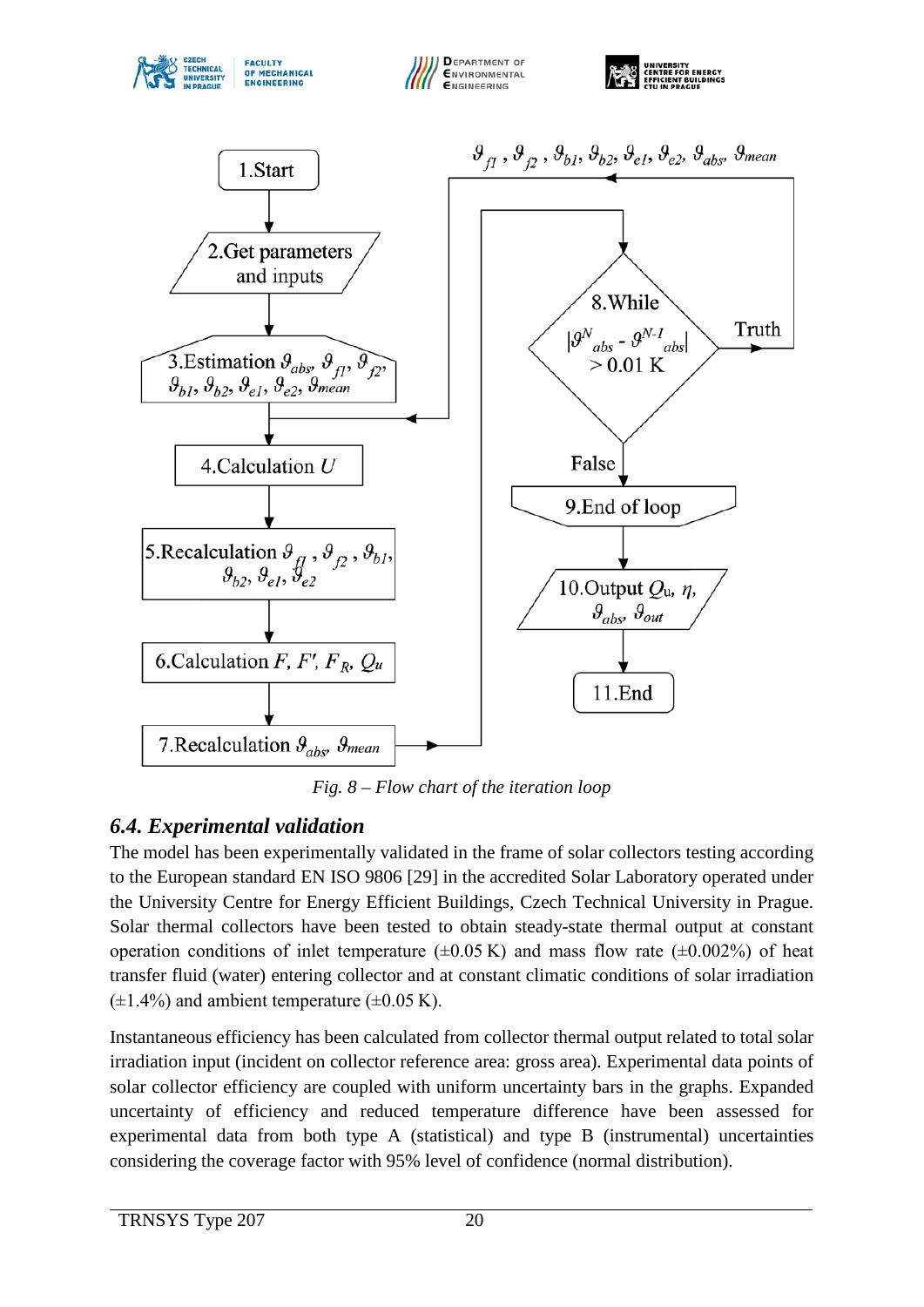Fig. 8 – Flow chart of the iteration loop

### 6.4. Experimental validation

The model has been experimentally validated in the frame of solar collectors testing according to the European standard EN ISO 9806 [29] in the accredited Solar Laboratory operated under the University Centre for Energy Efficient Buildings, Czech Technical University in Prague. Solar thermal collectors have been tested to obtain steady-state thermal output at constant operation conditions of inlet temperature (±0.05 K) and mass flow rate (±0.002%) of heat transfer fluid (water) entering collector and at constant climatic conditions of solar irradiation (±1.4%) and ambient temperature (±0.05 K).

Instantaneous efficiency has been calculated from collector thermal output related to total solar irradiation input (incident on collector reference area: gross area). Experimental data points of solar collector efficiency are coupled with uniform uncertainty bars in the graphs. Expanded uncertainty of efficiency and reduced temperature difference have been assessed for experimental data from both type A (statistical) and type B (instrumental) uncertainties considering the coverage factor with 95% level of confidence (normal distribution).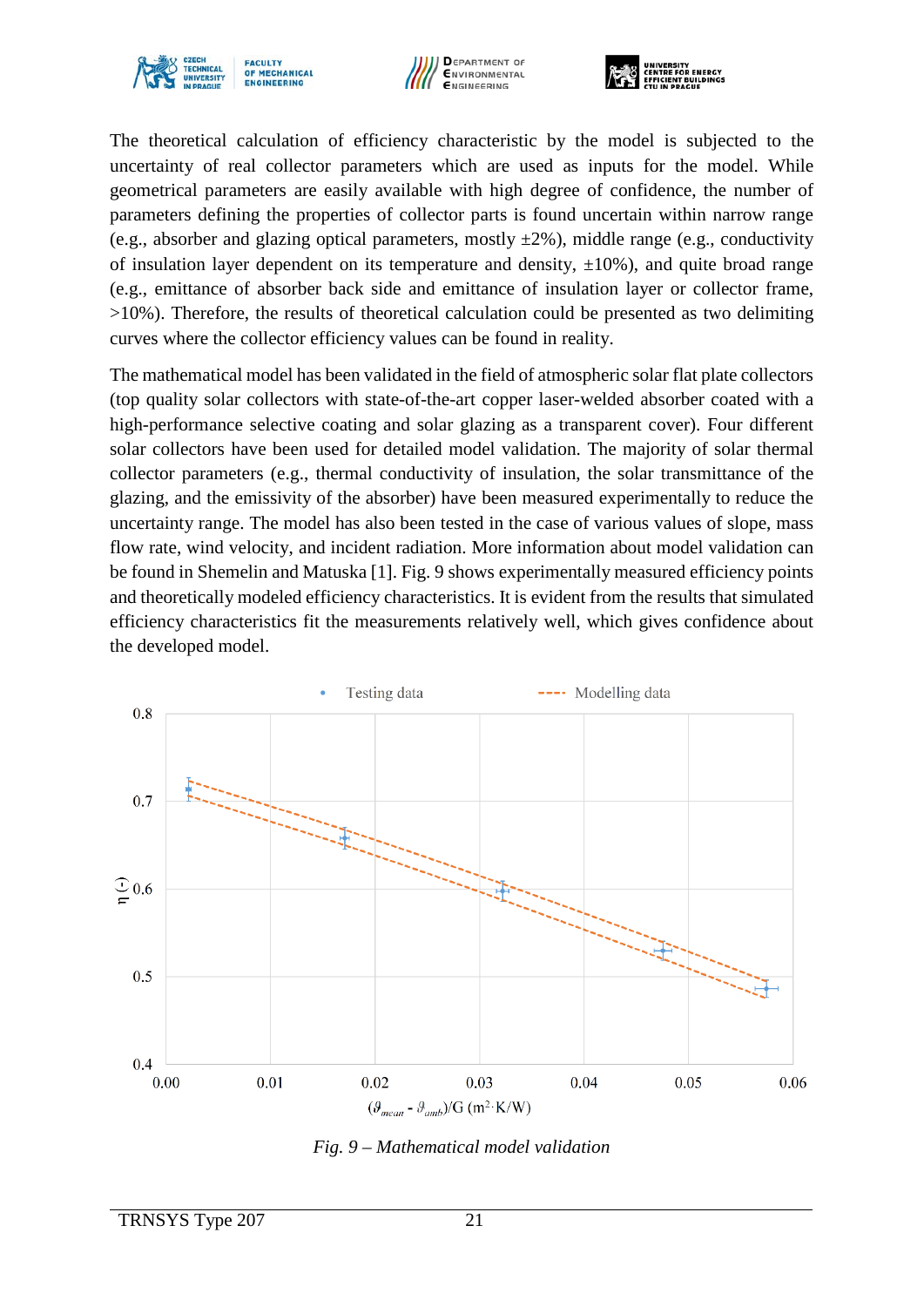The theoretical calculation of efficiency characteristic by the model is subjected to the uncertainty of real collector parameters which are used as inputs for the model. While geometrical parameters are easily available with high degree of confidence, the number of parameters defining the properties of collector parts is found uncertain within narrow range (e.g., absorber and glazing optical parameters, mostly ±2%), middle range (e.g., conductivity of insulation layer dependent on its temperature and density, ±10%), and quite broad range (e.g., emittance of absorber back side and emittance of insulation layer or collector frame, >10%). Therefore, the results of theoretical calculation could be presented as two delimiting curves where the collector efficiency values can be found in reality.

The mathematical model has been validated in the field of atmospheric solar flat plate collectors (top quality solar collectors with state-of-the-art copper laser-welded absorber coated with a high-performance selective coating and solar glazing as a transparent cover). Four different solar collectors have been used for detailed model validation. The majority of solar thermal collector parameters (e.g., thermal conductivity of insulation, the solar transmittance of the glazing, and the emissivity of the absorber) have been measured experimentally to reduce the uncertainty range. The model has also been tested in the case of various values of slope, mass flow rate, wind velocity, and incident radiation. More information about model validation can be found in Shemelin and Matuska [1]. Fig. 9 shows experimentally measured efficiency points and theoretically modeled efficiency characteristics. It is evident from the results that simulated efficiency characteristics fit the measurements relatively well, which gives confidence about the developed model.

*Fig. 9 – Mathematical model validation*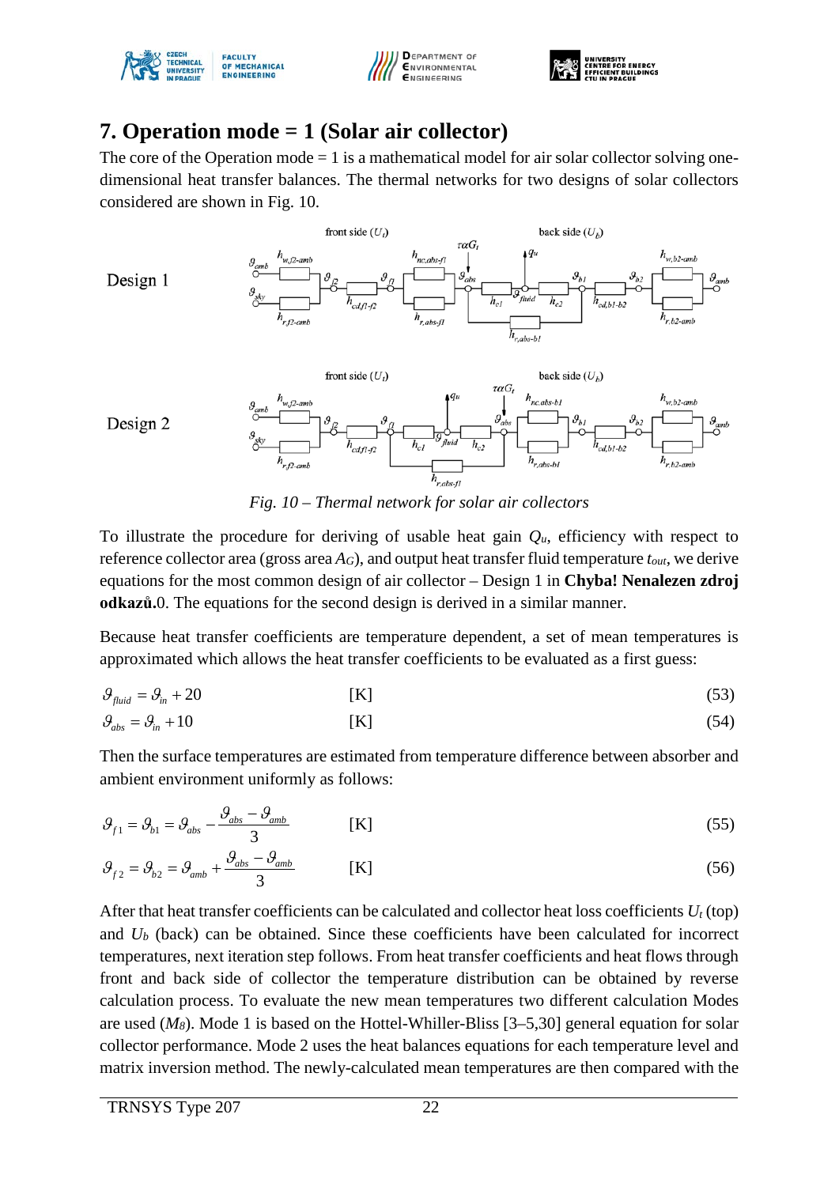# 7. Operation mode = 1 (Solar air collector)

The core of the Operation mode = 1 is a mathematical model for air solar collector solving one-dimensional heat transfer balances. The thermal networks for two designs of solar collectors considered are shown in Fig. 10.

*Fig. 10 – Thermal network for solar air collectors*

To illustrate the procedure for deriving of usable heat gain $Q_u$, efficiency with respect to reference collector area (gross area $A_G$), and output heat transfer fluid temperature $t_{out}$, we derive equations for the most common design of air collector – Design 1 in **Chyba! Nenalezen zdroj odkazů.**0. The equations for the second design is derived in a similar manner.

Because heat transfer coefficients are temperature dependent, a set of mean temperatures is approximated which allows the heat transfer coefficients to be evaluated as a first guess:

$$\vartheta_{fluid} = \vartheta_{in} + 20 \qquad \text{[K]} \qquad (53)$$

$$\vartheta_{abs} = \vartheta_{in} + 10 \qquad \text{[K]} \qquad (54)$$

Then the surface temperatures are estimated from temperature difference between absorber and ambient environment uniformly as follows:

$$\vartheta_{f1} = \vartheta_{b1} = \vartheta_{abs} - \frac{\vartheta_{abs} - \vartheta_{amb}}{3} \qquad \text{[K]} \qquad (55)$$

$$\vartheta_{f2} = \vartheta_{b2} = \vartheta_{amb} + \frac{\vartheta_{abs} - \vartheta_{amb}}{3} \qquad \text{[K]} \qquad (56)$$

After that heat transfer coefficients can be calculated and collector heat loss coefficients $U_t$ (top) and $U_b$ (back) can be obtained. Since these coefficients have been calculated for incorrect temperatures, next iteration step follows. From heat transfer coefficients and heat flows through front and back side of collector the temperature distribution can be obtained by reverse calculation process. To evaluate the new mean temperatures two different calculation Modes are used ($M_8$). Mode 1 is based on the Hottel-Whiller-Bliss [3–5,30] general equation for solar collector performance. Mode 2 uses the heat balances equations for each temperature level and matrix inversion method. The newly-calculated mean temperatures are then compared with the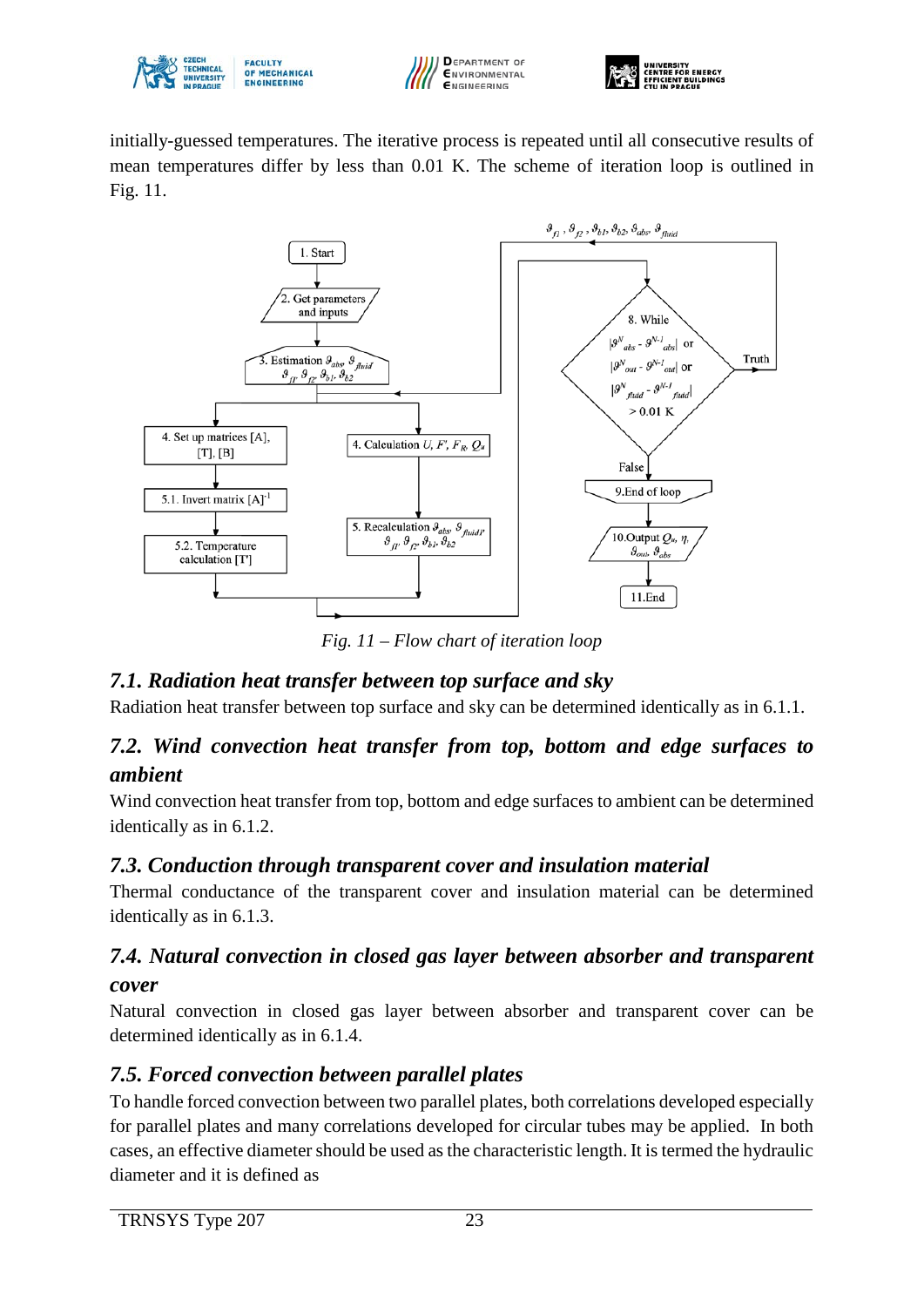initially-guessed temperatures. The iterative process is repeated until all consecutive results of mean temperatures differ by less than 0.01 K. The scheme of iteration loop is outlined in Fig. 11.

*Fig. 11 – Flow chart of iteration loop*

## *7.1. Radiation heat transfer between top surface and sky*

Radiation heat transfer between top surface and sky can be determined identically as in 6.1.1.

## *7.2. Wind convection heat transfer from top, bottom and edge surfaces to ambient*

Wind convection heat transfer from top, bottom and edge surfaces to ambient can be determined identically as in 6.1.2.

## *7.3. Conduction through transparent cover and insulation material*

Thermal conductance of the transparent cover and insulation material can be determined identically as in 6.1.3.

## *7.4. Natural convection in closed gas layer between absorber and transparent cover*

Natural convection in closed gas layer between absorber and transparent cover can be determined identically as in 6.1.4.

## *7.5. Forced convection between parallel plates*

To handle forced convection between two parallel plates, both correlations developed especially for parallel plates and many correlations developed for circular tubes may be applied. In both cases, an effective diameter should be used as the characteristic length. It is termed the hydraulic diameter and it is defined as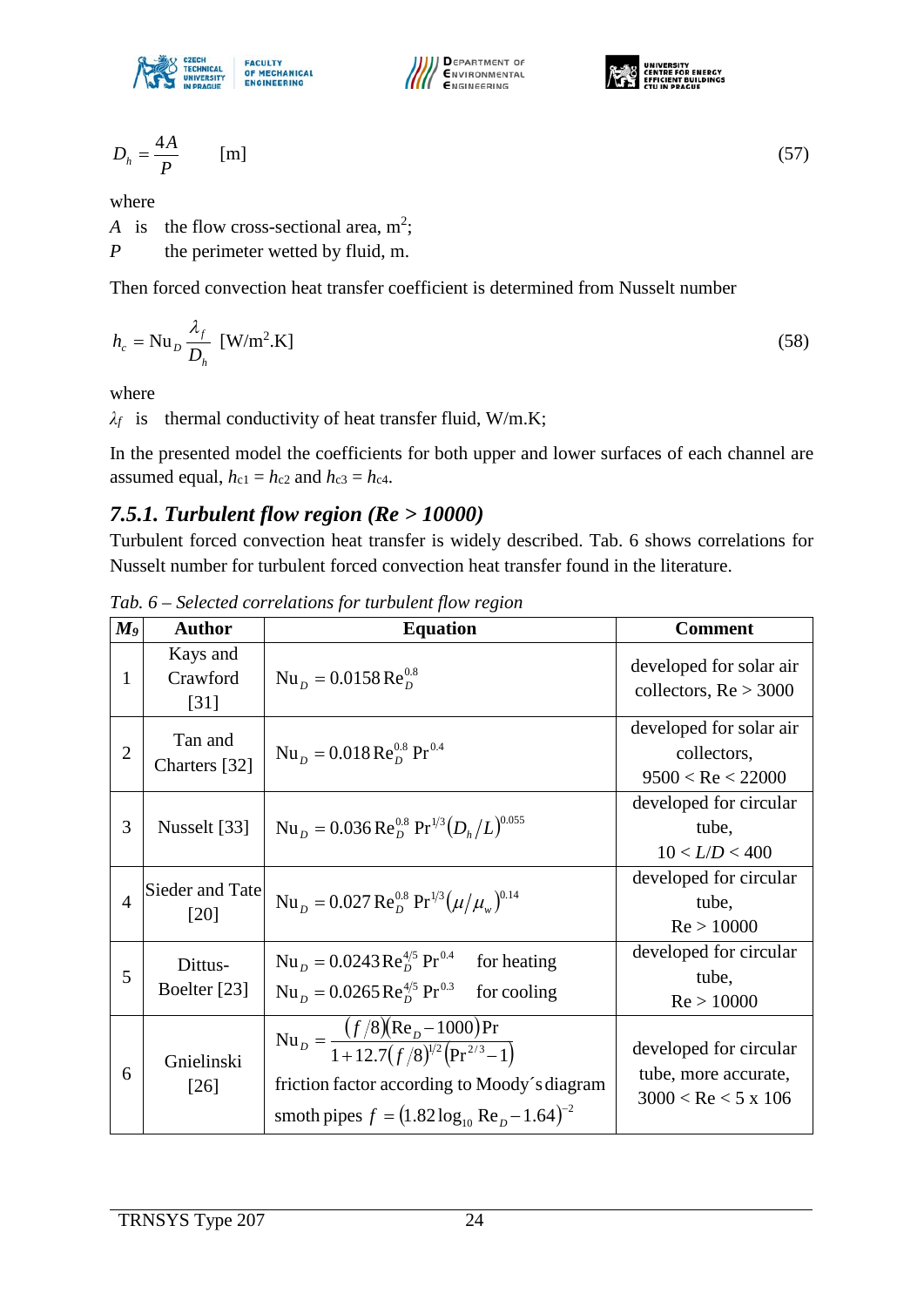$$D_h = \frac{4A}{P} \qquad \text{[m]} \tag{57}$$

where

$A$ is the flow cross-sectional area, m$^2$;

$P$ the perimeter wetted by fluid, m.

Then forced convection heat transfer coefficient is determined from Nusselt number

$$h_c = \text{Nu}_D \frac{\lambda_f}{D_h} \; \text{[W/m}^2\text{.K]} \tag{58}$$

where

$\lambda_f$ is thermal conductivity of heat transfer fluid, W/m.K;

In the presented model the coefficients for both upper and lower surfaces of each channel are assumed equal, $h_{c1} = h_{c2}$ and $h_{c3} = h_{c4}$.

### *7.5.1. Turbulent flow region (Re > 10000)*

Turbulent forced convection heat transfer is widely described. Tab. 6 shows correlations for Nusselt number for turbulent forced convection heat transfer found in the literature.

*Tab. 6 – Selected correlations for turbulent flow region*

| $M_9$ | Author | Equation | Comment |
|---|---|---|---|
| 1 | Kays and Crawford [31] | $\text{Nu}_D = 0.0158\,\text{Re}_D^{0.8}$ | developed for solar air collectors, Re > 3000 |
| 2 | Tan and Charters [32] | $\text{Nu}_D = 0.018\,\text{Re}_D^{0.8}\,\text{Pr}^{0.4}$ | developed for solar air collectors, 9500 < Re < 22000 |
| 3 | Nusselt [33] | $\text{Nu}_D = 0.036\,\text{Re}_D^{0.8}\,\text{Pr}^{1/3}\left(D_h/L\right)^{0.055}$ | developed for circular tube, 10 < $L/D$ < 400 |
| 4 | Sieder and Tate [20] | $\text{Nu}_D = 0.027\,\text{Re}_D^{0.8}\,\text{Pr}^{1/3}\left(\mu/\mu_w\right)^{0.14}$ | developed for circular tube, Re > 10000 |
| 5 | Dittus-Boelter [23] | $\text{Nu}_D = 0.0243\,\text{Re}_D^{4/5}\,\text{Pr}^{0.4}$ for heating <br> $\text{Nu}_D = 0.0265\,\text{Re}_D^{4/5}\,\text{Pr}^{0.3}$ for cooling | developed for circular tube, Re > 10000 |
| 6 | Gnielinski [26] | $\text{Nu}_D = \dfrac{(f/8)(\text{Re}_D - 1000)\text{Pr}}{1 + 12.7(f/8)^{1/2}\left(\text{Pr}^{2/3} - 1\right)}$ <br> friction factor according to Moody´s diagram <br> smoth pipes $f = \left(1.82\log_{10}\text{Re}_D - 1.64\right)^{-2}$ | developed for circular tube, more accurate, 3000 < Re < 5 x 106 |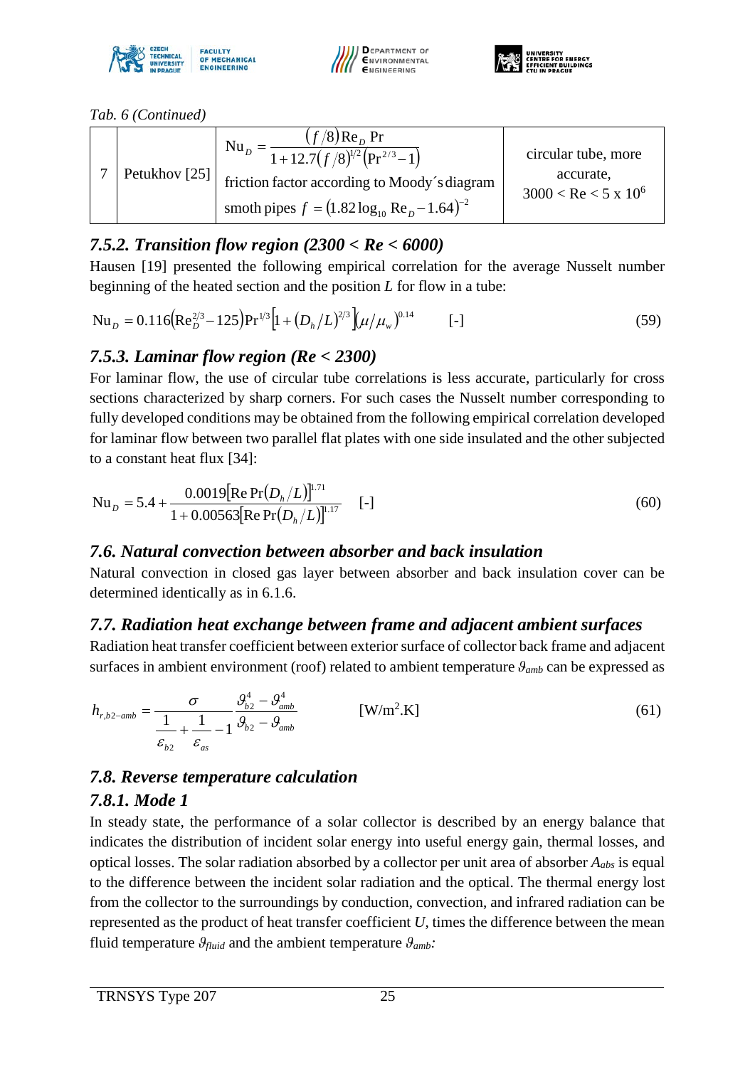*Tab. 6 (Continued)*

| | | | |
|---|---|---|---|
| 7 | Petukhov [25] | $\mathrm{Nu}_D = \dfrac{(f/8)\mathrm{Re}_D\,\mathrm{Pr}}{1+12.7(f/8)^{1/2}\left(\mathrm{Pr}^{2/3}-1\right)}$ friction factor according to Moody´s diagram smoth pipes $f = \left(1.82\log_{10}\mathrm{Re}_D - 1.64\right)^{-2}$ | circular tube, more accurate, $3000 < \mathrm{Re} < 5 \times 10^6$ |

## *7.5.2. Transition flow region (2300 < Re < 6000)*

Hausen [19] presented the following empirical correlation for the average Nusselt number beginning of the heated section and the position *L* for flow in a tube:

$$\mathrm{Nu}_D = 0.116\left(\mathrm{Re}_D^{2/3} - 125\right)\mathrm{Pr}^{1/3}\left[1 + \left(D_h/L\right)^{2/3}\right]\left(\mu/\mu_w\right)^{0.14} \qquad [\text{-}] \tag{59}$$

## *7.5.3. Laminar flow region (Re < 2300)*

For laminar flow, the use of circular tube correlations is less accurate, particularly for cross sections characterized by sharp corners. For such cases the Nusselt number corresponding to fully developed conditions may be obtained from the following empirical correlation developed for laminar flow between two parallel flat plates with one side insulated and the other subjected to a constant heat flux [34]:

$$\mathrm{Nu}_D = 5.4 + \frac{0.0019\left[\mathrm{Re}\,\mathrm{Pr}\left(D_h/L\right)\right]^{1.71}}{1 + 0.00563\left[\mathrm{Re}\,\mathrm{Pr}\left(D_h/L\right)\right]^{1.17}} \qquad [\text{-}] \tag{60}$$

## *7.6. Natural convection between absorber and back insulation*

Natural convection in closed gas layer between absorber and back insulation cover can be determined identically as in 6.1.6.

## *7.7. Radiation heat exchange between frame and adjacent ambient surfaces*

Radiation heat transfer coefficient between exterior surface of collector back frame and adjacent surfaces in ambient environment (roof) related to ambient temperature $\vartheta_{amb}$ can be expressed as

$$h_{r,b2-amb} = \frac{\sigma}{\dfrac{1}{\varepsilon_{b2}} + \dfrac{1}{\varepsilon_{as}} - 1}\,\frac{\vartheta_{b2}^4 - \vartheta_{amb}^4}{\vartheta_{b2} - \vartheta_{amb}} \qquad [\mathrm{W/m^2.K}] \tag{61}$$

## *7.8. Reverse temperature calculation*

### *7.8.1. Mode 1*

In steady state, the performance of a solar collector is described by an energy balance that indicates the distribution of incident solar energy into useful energy gain, thermal losses, and optical losses. The solar radiation absorbed by a collector per unit area of absorber $A_{abs}$ is equal to the difference between the incident solar radiation and the optical. The thermal energy lost from the collector to the surroundings by conduction, convection, and infrared radiation can be represented as the product of heat transfer coefficient *U*, times the difference between the mean fluid temperature $\vartheta_{fluid}$ and the ambient temperature $\vartheta_{amb}$: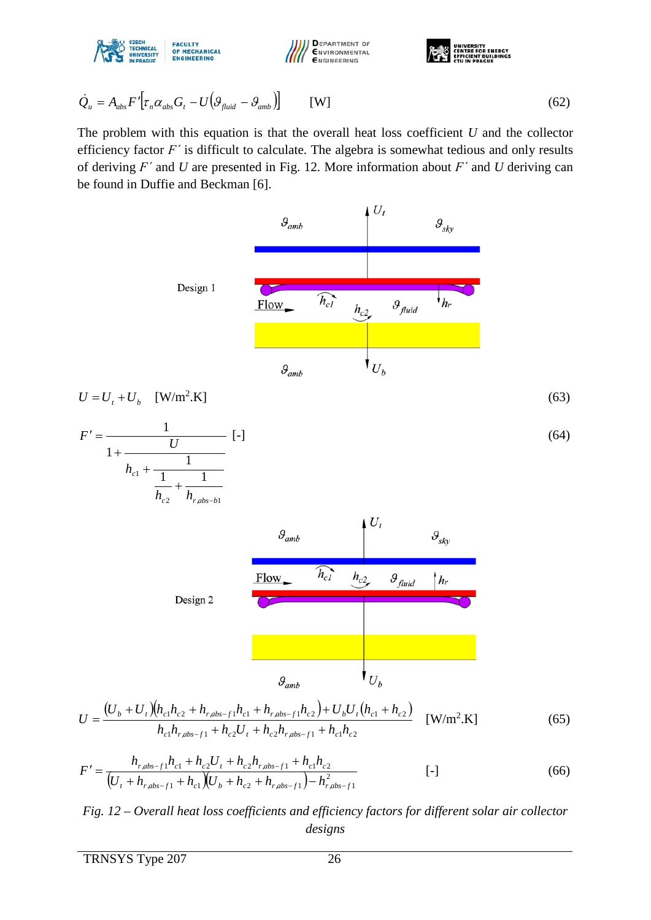$$\dot{Q}_u = A_{abs} F' \left[ \tau_n \alpha_{abs} G_t - U \left( \vartheta_{fluid} - \vartheta_{amb} \right) \right] \qquad \text{[W]} \tag{62}$$

The problem with this equation is that the overall heat loss coefficient $U$ and the collector efficiency factor $F'$ is difficult to calculate. The algebra is somewhat tedious and only results of deriving $F'$ and $U$ are presented in Fig. 12. More information about $F'$ and $U$ deriving can be found in Duffie and Beckman [6].

Design 1

$$U = U_t + U_b \qquad \text{[W/m}^2\text{.K]} \tag{63}$$

$$F' = \cfrac{1}{1 + \cfrac{U}{h_{c1} + \cfrac{1}{\cfrac{1}{h_{c2}} + \cfrac{1}{h_{r,abs-b1}}}}} \qquad [\text{-}] \tag{64}$$

Design 2

$$U = \frac{(U_b + U_t)(h_{c1} h_{c2} + h_{r,abs-f1} h_{c1} + h_{r,abs-f1} h_{c2}) + U_b U_t (h_{c1} + h_{c2})}{h_{c1} h_{r,abs-f1} + h_{c2} U_t + h_{c2} h_{r,abs-f1} + h_{c1} h_{c2}} \qquad \text{[W/m}^2\text{.K]} \tag{65}$$

$$F' = \frac{h_{r,abs-f1} h_{c1} + h_{c2} U_t + h_{c2} h_{r,abs-f1} + h_{c1} h_{c2}}{(U_t + h_{r,abs-f1} + h_{c1})(U_b + h_{c2} + h_{r,abs-f1}) - h_{r,abs-f1}^2} \qquad [\text{-}] \tag{66}$$

*Fig. 12 – Overall heat loss coefficients and efficiency factors for different solar air collector designs*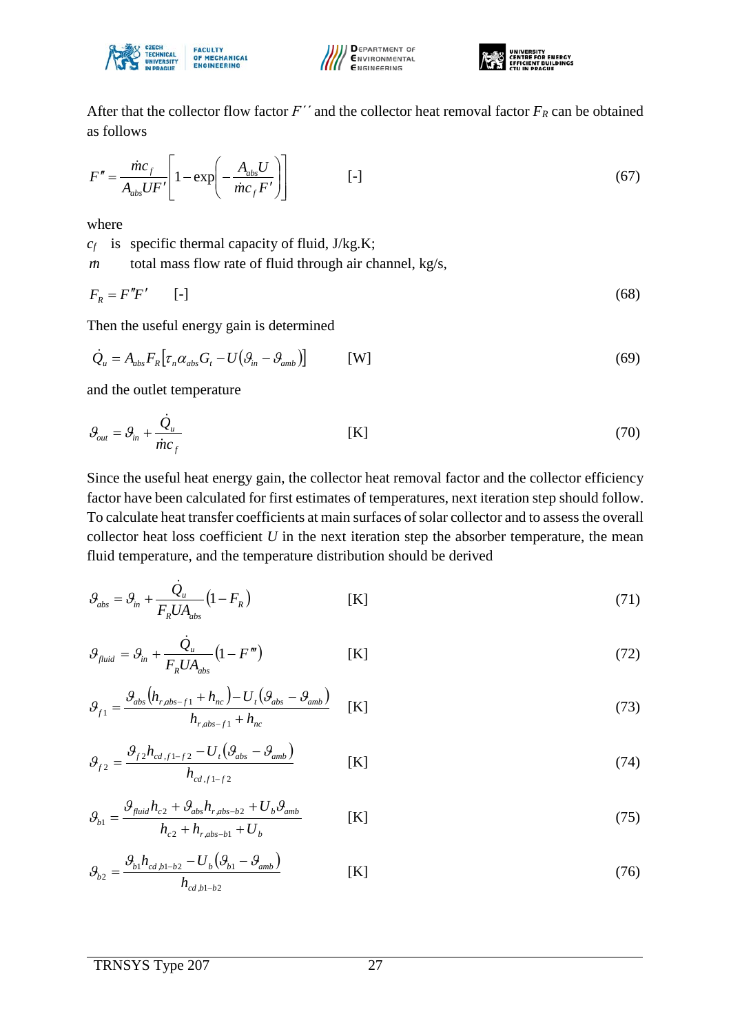After that the collector flow factor $F''$ and the collector heat removal factor $F_R$ can be obtained as follows

$$F'' = \frac{\dot{m}c_f}{A_{abs}UF'}\left[1-\exp\left(-\frac{A_{abs}U}{\dot{m}c_f F'}\right)\right] \qquad [\text{-}] \tag{67}$$

where

$c_f$ is specific thermal capacity of fluid, J/kg.K;

$\dot{m}$ total mass flow rate of fluid through air channel, kg/s,

$$F_R = F''F' \qquad [\text{-}] \tag{68}$$

Then the useful energy gain is determined

$$\dot{Q}_u = A_{abs}F_R\left[\tau_n\alpha_{abs}G_t - U\left(\vartheta_{in}-\vartheta_{amb}\right)\right] \qquad [\text{W}] \tag{69}$$

and the outlet temperature

$$\vartheta_{out} = \vartheta_{in} + \frac{\dot{Q}_u}{\dot{m}c_f} \qquad [\text{K}] \tag{70}$$

Since the useful heat energy gain, the collector heat removal factor and the collector efficiency factor have been calculated for first estimates of temperatures, next iteration step should follow. To calculate heat transfer coefficients at main surfaces of solar collector and to assess the overall collector heat loss coefficient $U$ in the next iteration step the absorber temperature, the mean fluid temperature, and the temperature distribution should be derived

$$\vartheta_{abs} = \vartheta_{in} + \frac{\dot{Q}_u}{F_RUA_{abs}}\left(1-F_R\right) \qquad [\text{K}] \tag{71}$$

$$\vartheta_{fluid} = \vartheta_{in} + \frac{\dot{Q}_u}{F_RUA_{abs}}\left(1-F'''\right) \qquad [\text{K}] \tag{72}$$

$$\vartheta_{f1} = \frac{\vartheta_{abs}\left(h_{r,abs-f1}+h_{nc}\right) - U_t\left(\vartheta_{abs}-\vartheta_{amb}\right)}{h_{r,abs-f1}+h_{nc}} \qquad [\text{K}] \tag{73}$$

$$\vartheta_{f2} = \frac{\vartheta_{f2}h_{cd,f1-f2} - U_t\left(\vartheta_{abs}-\vartheta_{amb}\right)}{h_{cd,f1-f2}} \qquad [\text{K}] \tag{74}$$

$$\vartheta_{b1} = \frac{\vartheta_{fluid}h_{c2} + \vartheta_{abs}h_{r,abs-b2} + U_b\vartheta_{amb}}{h_{c2}+h_{r,abs-b1}+U_b} \qquad [\text{K}] \tag{75}$$

$$\vartheta_{b2} = \frac{\vartheta_{b1}h_{cd,b1-b2} - U_b\left(\vartheta_{b1}-\vartheta_{amb}\right)}{h_{cd,b1-b2}} \qquad [\text{K}] \tag{76}$$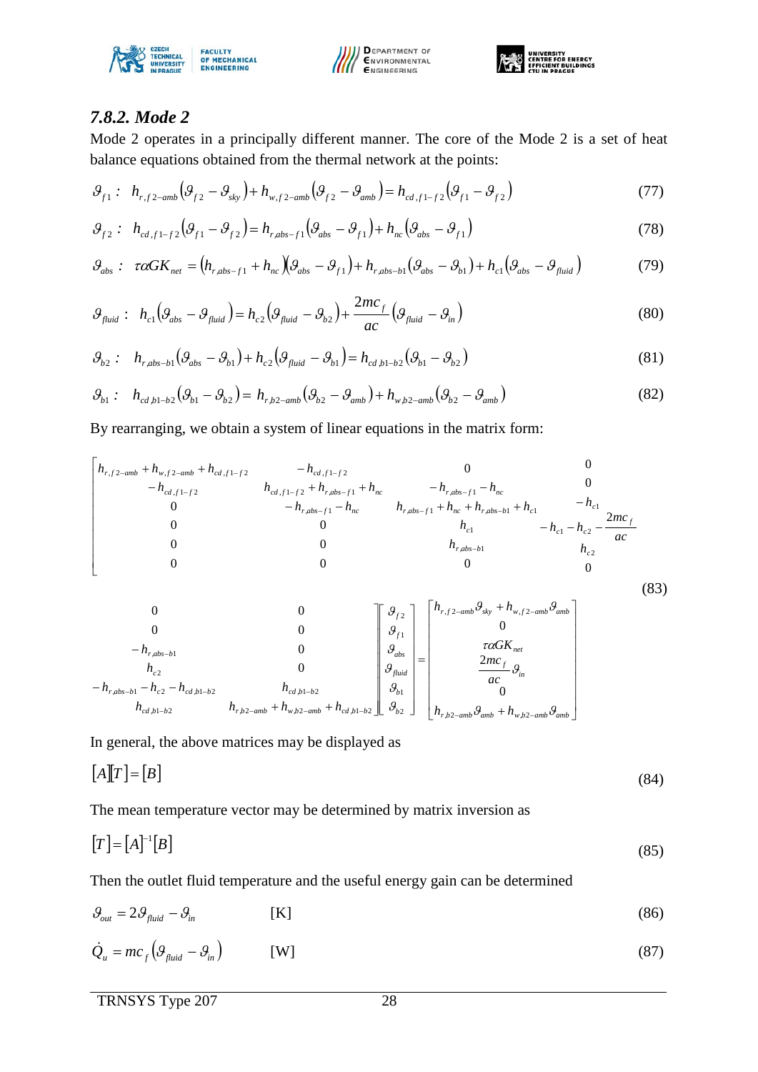### 7.8.2. Mode 2

Mode 2 operates in a principally different manner. The core of the Mode 2 is a set of heat balance equations obtained from the thermal network at the points:

$$\vartheta_{f1}: \;\; h_{r,f2-amb}\left(\vartheta_{f2}-\vartheta_{sky}\right)+h_{w,f2-amb}\left(\vartheta_{f2}-\vartheta_{amb}\right)=h_{cd,f1-f2}\left(\vartheta_{f1}-\vartheta_{f2}\right) \tag{77}$$

$$\vartheta_{f2}: \;\; h_{cd,f1-f2}\left(\vartheta_{f1}-\vartheta_{f2}\right)=h_{r,abs-f1}\left(\vartheta_{abs}-\vartheta_{f1}\right)+h_{nc}\left(\vartheta_{abs}-\vartheta_{f1}\right) \tag{78}$$

$$\vartheta_{abs}: \;\; \tau\alpha GK_{net}=\left(h_{r,abs-f1}+h_{nc}\right)\left(\vartheta_{abs}-\vartheta_{f1}\right)+h_{r,abs-b1}\left(\vartheta_{abs}-\vartheta_{b1}\right)+h_{c1}\left(\vartheta_{abs}-\vartheta_{fluid}\right) \tag{79}$$

$$\vartheta_{fluid}: \;\; h_{c1}\left(\vartheta_{abs}-\vartheta_{fluid}\right)=h_{c2}\left(\vartheta_{fluid}-\vartheta_{b2}\right)+\frac{2mc_{f}}{ac}\left(\vartheta_{fluid}-\vartheta_{in}\right) \tag{80}$$

$$\vartheta_{b2}: \;\; h_{r,abs-b1}\left(\vartheta_{abs}-\vartheta_{b1}\right)+h_{c2}\left(\vartheta_{fluid}-\vartheta_{b1}\right)=h_{cd,b1-b2}\left(\vartheta_{b1}-\vartheta_{b2}\right) \tag{81}$$

$$\vartheta_{b1}: \;\; h_{cd,b1-b2}\left(\vartheta_{b1}-\vartheta_{b2}\right)=h_{r,b2-amb}\left(\vartheta_{b2}-\vartheta_{amb}\right)+h_{w,b2-amb}\left(\vartheta_{b2}-\vartheta_{amb}\right) \tag{82}$$

By rearranging, we obtain a system of linear equations in the matrix form:

$$\begin{bmatrix}
h_{r,f2-amb}+h_{w,f2-amb}+h_{cd,f1-f2} & -h_{cd,f1-f2} & 0 & 0 & 0 & 0 \\
-h_{cd,f1-f2} & h_{cd,f1-f2}+h_{r,abs-f1}+h_{nc} & -h_{r,abs-f1}-h_{nc} & 0 & 0 & 0 \\
0 & -h_{r,abs-f1}-h_{nc} & h_{r,abs-f1}+h_{nc}+h_{r,abs-b1}+h_{c1} & -h_{c1} & -h_{r,abs-b1} & 0 \\
0 & 0 & h_{c1} & -h_{c1}-h_{c2}-\dfrac{2mc_{f}}{ac} & h_{c2} & 0 \\
0 & 0 & h_{r,abs-b1} & h_{c2} & -h_{r,abs-b1}-h_{c2}-h_{cd,b1-b2} & h_{cd,b1-b2} \\
0 & 0 & 0 & 0 & h_{cd,b1-b2} & h_{r,b2-amb}+h_{w,b2-amb}+h_{cd,b1-b2}
\end{bmatrix}
\begin{bmatrix}
\vartheta_{f2} \\ \vartheta_{f1} \\ \vartheta_{abs} \\ \vartheta_{fluid} \\ \vartheta_{b1} \\ \vartheta_{b2}
\end{bmatrix}
=
\begin{bmatrix}
h_{r,f2-amb}\vartheta_{sky}+h_{w,f2-amb}\vartheta_{amb} \\ 0 \\ \tau\alpha GK_{net} \\ \dfrac{2mc_{f}}{ac}\vartheta_{in} \\ 0 \\ h_{r,b2-amb}\vartheta_{amb}+h_{w,b2-amb}\vartheta_{amb}
\end{bmatrix} \tag{83}$$

In general, the above matrices may be displayed as

$$[A][T]=[B] \tag{84}$$

The mean temperature vector may be determined by matrix inversion as

$$[T]=[A]^{-1}[B] \tag{85}$$

Then the outlet fluid temperature and the useful energy gain can be determined

$$\vartheta_{out}=2\vartheta_{fluid}-\vartheta_{in} \qquad \text{[K]} \tag{86}$$

$$\dot{Q}_{u}=mc_{f}\left(\vartheta_{fluid}-\vartheta_{in}\right) \qquad \text{[W]} \tag{87}$$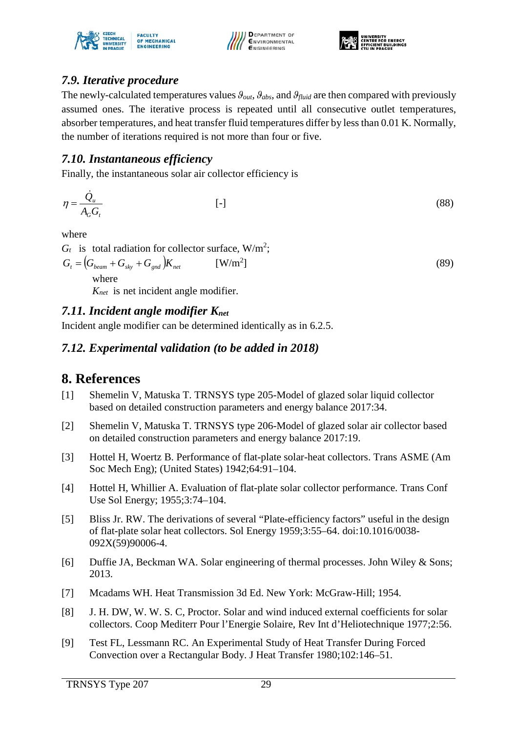## 7.9. Iterative procedure

The newly-calculated temperatures values $\vartheta_{out}$, $\vartheta_{abs}$, and $\vartheta_{fluid}$ are then compared with previously assumed ones. The iterative process is repeated until all consecutive outlet temperatures, absorber temperatures, and heat transfer fluid temperatures differ by less than 0.01 K. Normally, the number of iterations required is not more than four or five.

## 7.10. Instantaneous efficiency

Finally, the instantaneous solar air collector efficiency is

$$\eta = \frac{\dot{Q}_u}{A_G G_t} \quad [-] \tag{88}$$

where

$G_t$ is total radiation for collector surface, W/m$^2$;

$$G_t = \left(G_{beam} + G_{sky} + G_{gnd}\right) K_{net} \quad [\mathrm{W/m^2}] \tag{89}$$

where

$K_{net}$ is net incident angle modifier.

## 7.11. Incident angle modifier $K_{net}$

Incident angle modifier can be determined identically as in 6.2.5.

## 7.12. Experimental validation (to be added in 2018)

# 8. References

[1] Shemelin V, Matuska T. TRNSYS type 205-Model of glazed solar liquid collector based on detailed construction parameters and energy balance 2017:34.

[2] Shemelin V, Matuska T. TRNSYS type 206-Model of glazed solar air collector based on detailed construction parameters and energy balance 2017:19.

[3] Hottel H, Woertz B. Performance of flat-plate solar-heat collectors. Trans ASME (Am Soc Mech Eng); (United States) 1942;64:91–104.

[4] Hottel H, Whillier A. Evaluation of flat-plate solar collector performance. Trans Conf Use Sol Energy; 1955;3:74–104.

[5] Bliss Jr. RW. The derivations of several “Plate-efficiency factors” useful in the design of flat-plate solar heat collectors. Sol Energy 1959;3:55–64. doi:10.1016/0038-092X(59)90006-4.

[6] Duffie JA, Beckman WA. Solar engineering of thermal processes. John Wiley & Sons; 2013.

[7] Mcadams WH. Heat Transmission 3d Ed. New York: McGraw-Hill; 1954.

[8] J. H. DW, W. W. S. C, Proctor. Solar and wind induced external coefficients for solar collectors. Coop Mediterr Pour l’Energie Solaire, Rev Int d’Heliotechnique 1977;2:56.

[9] Test FL, Lessmann RC. An Experimental Study of Heat Transfer During Forced Convection over a Rectangular Body. J Heat Transfer 1980;102:146–51.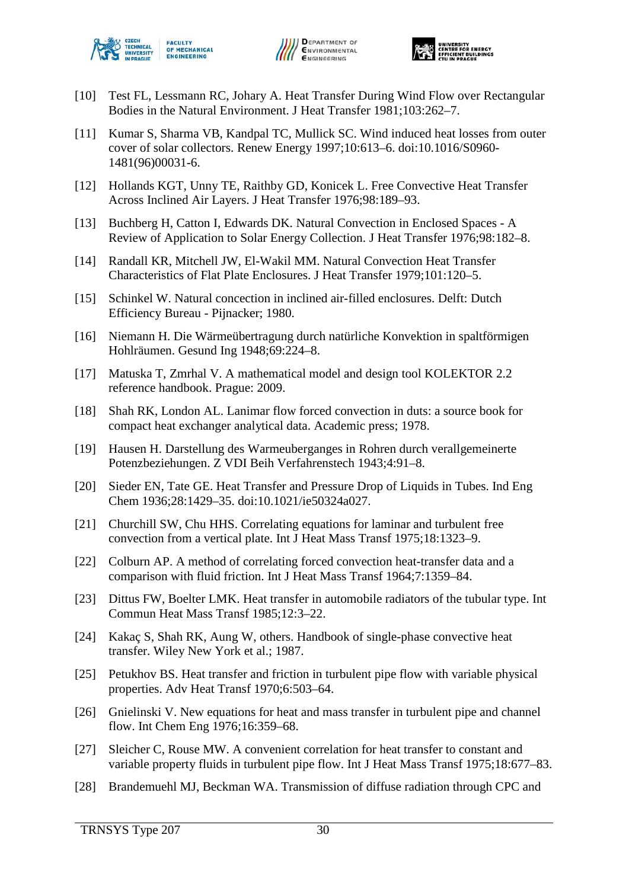[10] Test FL, Lessmann RC, Johary A. Heat Transfer During Wind Flow over Rectangular Bodies in the Natural Environment. J Heat Transfer 1981;103:262–7.

[11] Kumar S, Sharma VB, Kandpal TC, Mullick SC. Wind induced heat losses from outer cover of solar collectors. Renew Energy 1997;10:613–6. doi:10.1016/S0960-1481(96)00031-6.

[12] Hollands KGT, Unny TE, Raithby GD, Konicek L. Free Convective Heat Transfer Across Inclined Air Layers. J Heat Transfer 1976;98:189–93.

[13] Buchberg H, Catton I, Edwards DK. Natural Convection in Enclosed Spaces - A Review of Application to Solar Energy Collection. J Heat Transfer 1976;98:182–8.

[14] Randall KR, Mitchell JW, El-Wakil MM. Natural Convection Heat Transfer Characteristics of Flat Plate Enclosures. J Heat Transfer 1979;101:120–5.

[15] Schinkel W. Natural concection in inclined air-filled enclosures. Delft: Dutch Efficiency Bureau - Pijnacker; 1980.

[16] Niemann H. Die Wärmeübertragung durch natürliche Konvektion in spaltförmigen Hohlräumen. Gesund Ing 1948;69:224–8.

[17] Matuska T, Zmrhal V. A mathematical model and design tool KOLEKTOR 2.2 reference handbook. Prague: 2009.

[18] Shah RK, London AL. Lanimar flow forced convection in duts: a source book for compact heat exchanger analytical data. Academic press; 1978.

[19] Hausen H. Darstellung des Warmeuberganges in Rohren durch verallgemeinerte Potenzbeziehungen. Z VDI Beih Verfahrenstech 1943;4:91–8.

[20] Sieder EN, Tate GE. Heat Transfer and Pressure Drop of Liquids in Tubes. Ind Eng Chem 1936;28:1429–35. doi:10.1021/ie50324a027.

[21] Churchill SW, Chu HHS. Correlating equations for laminar and turbulent free convection from a vertical plate. Int J Heat Mass Transf 1975;18:1323–9.

[22] Colburn AP. A method of correlating forced convection heat-transfer data and a comparison with fluid friction. Int J Heat Mass Transf 1964;7:1359–84.

[23] Dittus FW, Boelter LMK. Heat transfer in automobile radiators of the tubular type. Int Commun Heat Mass Transf 1985;12:3–22.

[24] Kakaç S, Shah RK, Aung W, others. Handbook of single-phase convective heat transfer. Wiley New York et al.; 1987.

[25] Petukhov BS. Heat transfer and friction in turbulent pipe flow with variable physical properties. Adv Heat Transf 1970;6:503–64.

[26] Gnielinski V. New equations for heat and mass transfer in turbulent pipe and channel flow. Int Chem Eng 1976;16:359–68.

[27] Sleicher C, Rouse MW. A convenient correlation for heat transfer to constant and variable property fluids in turbulent pipe flow. Int J Heat Mass Transf 1975;18:677–83.

[28] Brandemuehl MJ, Beckman WA. Transmission of diffuse radiation through CPC and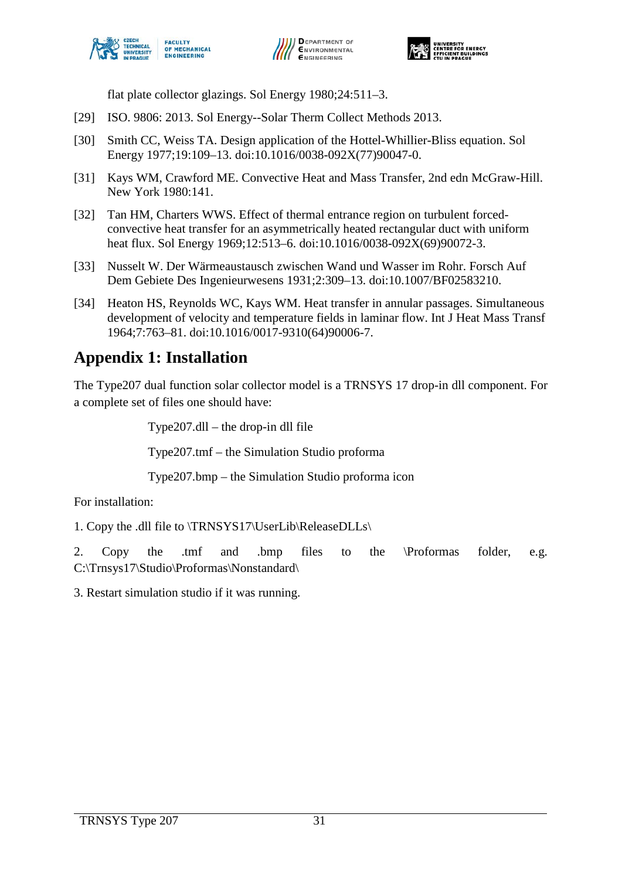flat plate collector glazings. Sol Energy 1980;24:511–3.

[29] ISO. 9806: 2013. Sol Energy--Solar Therm Collect Methods 2013.

[30] Smith CC, Weiss TA. Design application of the Hottel-Whillier-Bliss equation. Sol Energy 1977;19:109–13. doi:10.1016/0038-092X(77)90047-0.

[31] Kays WM, Crawford ME. Convective Heat and Mass Transfer, 2nd edn McGraw-Hill. New York 1980:141.

[32] Tan HM, Charters WWS. Effect of thermal entrance region on turbulent forced-convective heat transfer for an asymmetrically heated rectangular duct with uniform heat flux. Sol Energy 1969;12:513–6. doi:10.1016/0038-092X(69)90072-3.

[33] Nusselt W. Der Wärmeaustausch zwischen Wand und Wasser im Rohr. Forsch Auf Dem Gebiete Des Ingenieurwesens 1931;2:309–13. doi:10.1007/BF02583210.

[34] Heaton HS, Reynolds WC, Kays WM. Heat transfer in annular passages. Simultaneous development of velocity and temperature fields in laminar flow. Int J Heat Mass Transf 1964;7:763–81. doi:10.1016/0017-9310(64)90006-7.

# Appendix 1: Installation

The Type207 dual function solar collector model is a TRNSYS 17 drop-in dll component. For a complete set of files one should have:

Type207.dll – the drop-in dll file

Type207.tmf – the Simulation Studio proforma

Type207.bmp – the Simulation Studio proforma icon

For installation:

1. Copy the .dll file to \TRNSYS17\UserLib\ReleaseDLLs\

2. Copy the .tmf and .bmp files to the \Proformas folder, e.g. C:\Trnsys17\Studio\Proformas\Nonstandard\

3. Restart simulation studio if it was running.